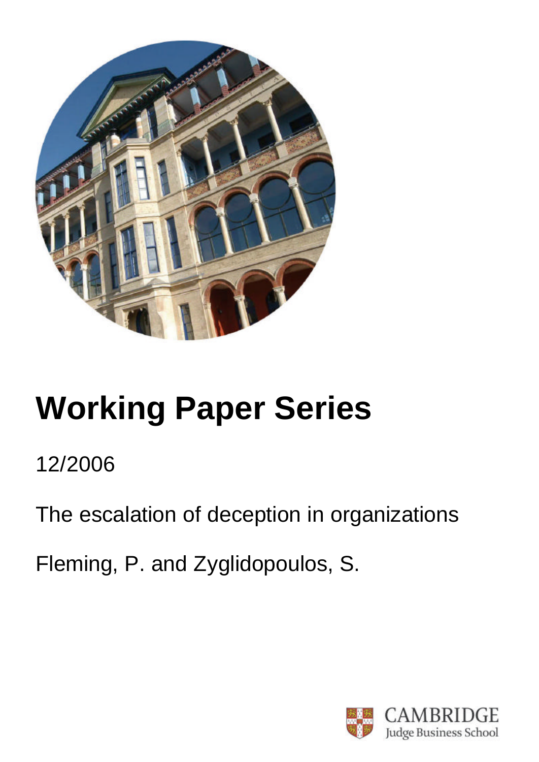# Working Paper Series

12/2006

The escalation of deception in organizations

Fleming, P. and Zyglidopoulos, S.

CAMBRIDGE
Judge Business School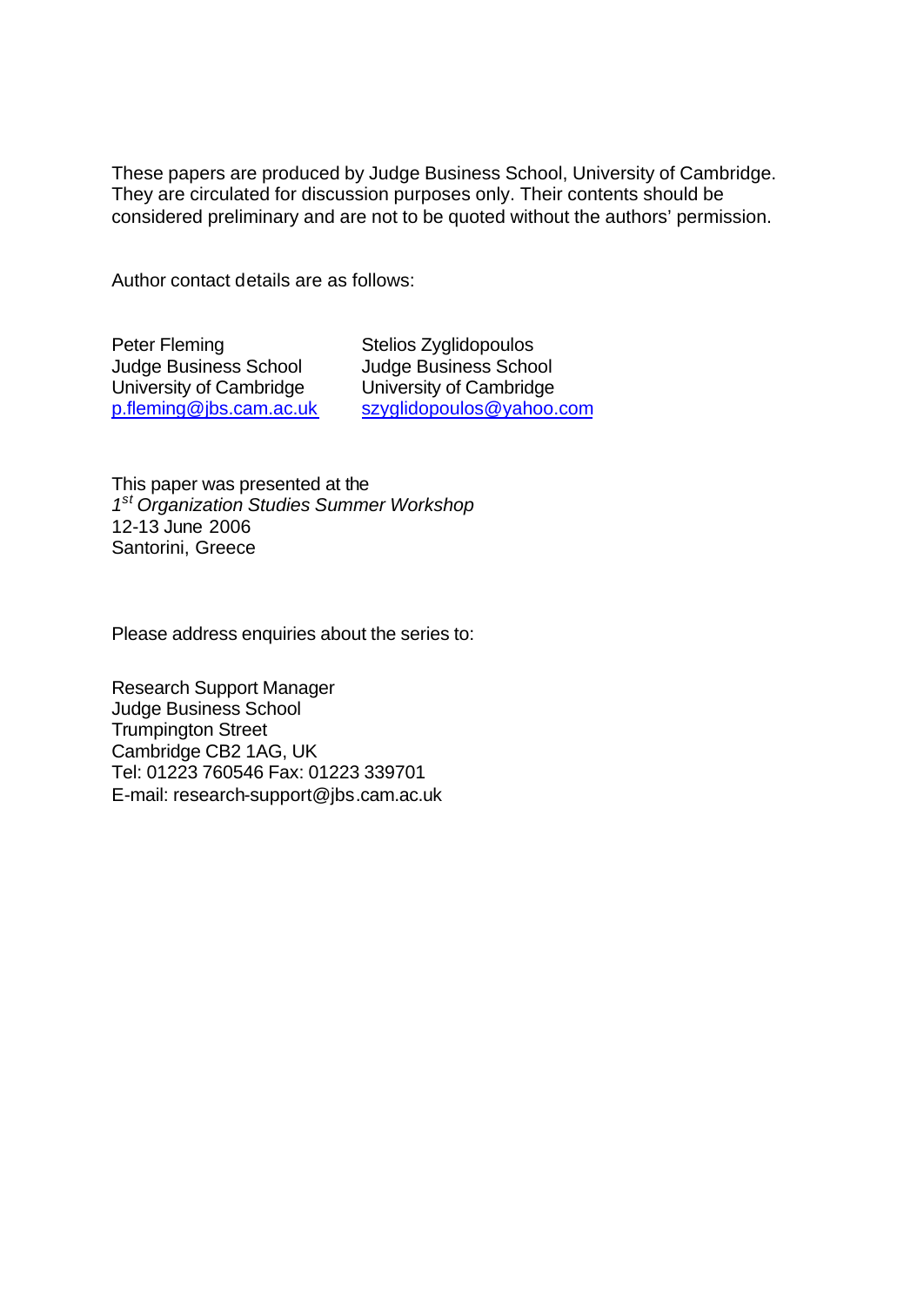These papers are produced by Judge Business School, University of Cambridge. They are circulated for discussion purposes only. Their contents should be considered preliminary and are not to be quoted without the authors' permission.

Author contact details are as follows:

| Peter Fleming | Stelios Zyglidopoulos |
| --- | --- |
| Judge Business School | Judge Business School |
| University of Cambridge | University of Cambridge |
| p.fleming@jbs.cam.ac.uk | szyglidopoulos@yahoo.com |

This paper was presented at the
*1st Organization Studies Summer Workshop*
12-13 June 2006
Santorini, Greece

Please address enquiries about the series to:

Research Support Manager
Judge Business School
Trumpington Street
Cambridge CB2 1AG, UK
Tel: 01223 760546 Fax: 01223 339701
E-mail: research-support@jbs.cam.ac.uk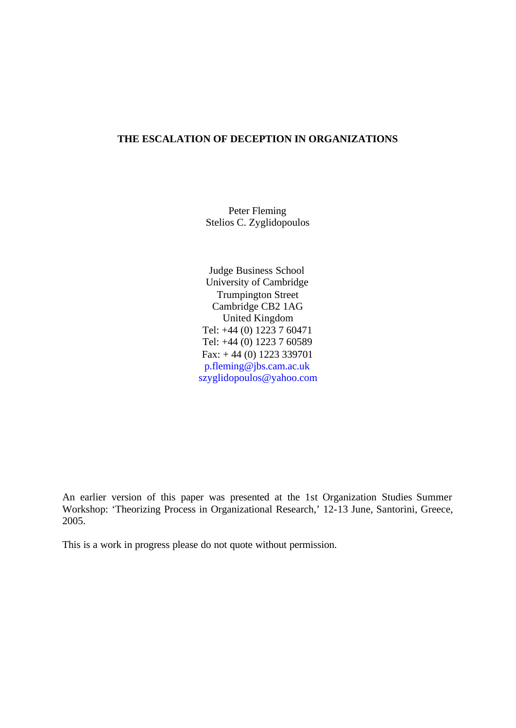# THE ESCALATION OF DECEPTION IN ORGANIZATIONS

Peter Fleming
Stelios C. Zyglidopoulos

Judge Business School
University of Cambridge
Trumpington Street
Cambridge CB2 1AG
United Kingdom
Tel: +44 (0) 1223 7 60471
Tel: +44 (0) 1223 7 60589
Fax: + 44 (0) 1223 339701
p.fleming@jbs.cam.ac.uk
szyglidopoulos@yahoo.com

An earlier version of this paper was presented at the 1st Organization Studies Summer Workshop: 'Theorizing Process in Organizational Research,' 12-13 June, Santorini, Greece, 2005.

This is a work in progress please do not quote without permission.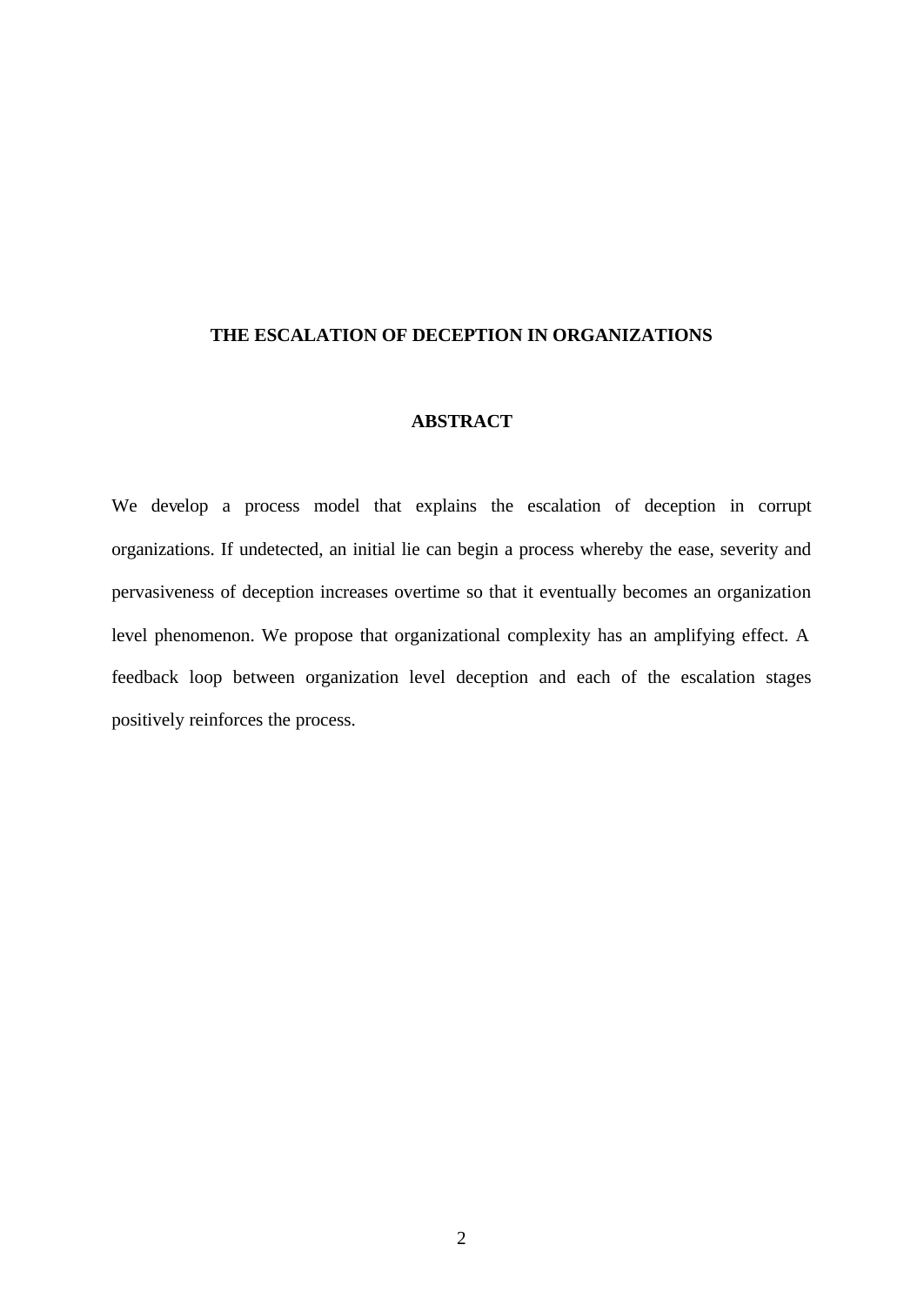# THE ESCALATION OF DECEPTION IN ORGANIZATIONS

## ABSTRACT

We develop a process model that explains the escalation of deception in corrupt organizations. If undetected, an initial lie can begin a process whereby the ease, severity and pervasiveness of deception increases overtime so that it eventually becomes an organization level phenomenon. We propose that organizational complexity has an amplifying effect. A feedback loop between organization level deception and each of the escalation stages positively reinforces the process.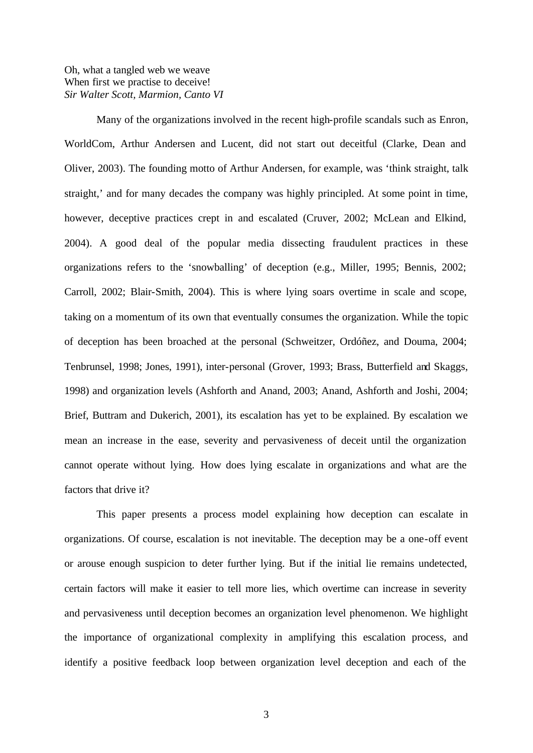Oh, what a tangled web we weave  
When first we practise to deceive!  
*Sir Walter Scott, Marmion, Canto VI*

Many of the organizations involved in the recent high-profile scandals such as Enron, WorldCom, Arthur Andersen and Lucent, did not start out deceitful (Clarke, Dean and Oliver, 2003). The founding motto of Arthur Andersen, for example, was 'think straight, talk straight,' and for many decades the company was highly principled. At some point in time, however, deceptive practices crept in and escalated (Cruver, 2002; McLean and Elkind, 2004). A good deal of the popular media dissecting fraudulent practices in these organizations refers to the 'snowballing' of deception (e.g., Miller, 1995; Bennis, 2002; Carroll, 2002; Blair-Smith, 2004). This is where lying soars overtime in scale and scope, taking on a momentum of its own that eventually consumes the organization. While the topic of deception has been broached at the personal (Schweitzer, Ordóñez, and Douma, 2004; Tenbrunsel, 1998; Jones, 1991), inter-personal (Grover, 1993; Brass, Butterfield and Skaggs, 1998) and organization levels (Ashforth and Anand, 2003; Anand, Ashforth and Joshi, 2004; Brief, Buttram and Dukerich, 2001), its escalation has yet to be explained. By escalation we mean an increase in the ease, severity and pervasiveness of deceit until the organization cannot operate without lying. How does lying escalate in organizations and what are the factors that drive it?

This paper presents a process model explaining how deception can escalate in organizations. Of course, escalation is not inevitable. The deception may be a one-off event or arouse enough suspicion to deter further lying. But if the initial lie remains undetected, certain factors will make it easier to tell more lies, which overtime can increase in severity and pervasiveness until deception becomes an organization level phenomenon. We highlight the importance of organizational complexity in amplifying this escalation process, and identify a positive feedback loop between organization level deception and each of the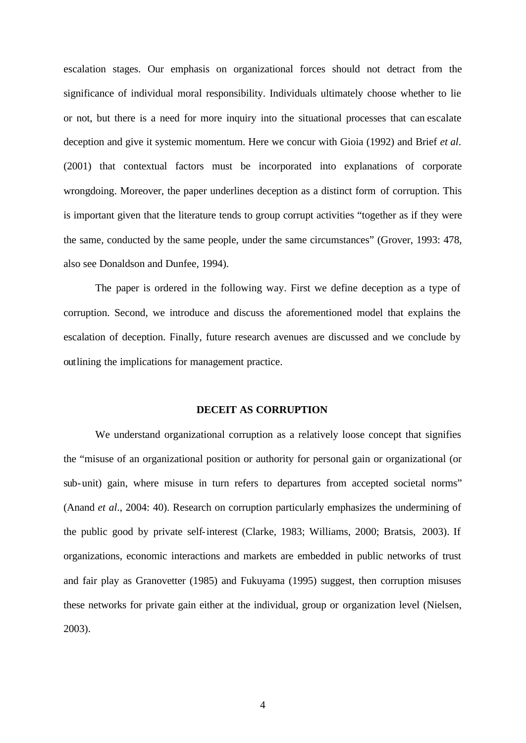escalation stages. Our emphasis on organizational forces should not detract from the significance of individual moral responsibility. Individuals ultimately choose whether to lie or not, but there is a need for more inquiry into the situational processes that can escalate deception and give it systemic momentum. Here we concur with Gioia (1992) and Brief *et al*. (2001) that contextual factors must be incorporated into explanations of corporate wrongdoing. Moreover, the paper underlines deception as a distinct form of corruption. This is important given that the literature tends to group corrupt activities "together as if they were the same, conducted by the same people, under the same circumstances" (Grover, 1993: 478, also see Donaldson and Dunfee, 1994).

The paper is ordered in the following way. First we define deception as a type of corruption. Second, we introduce and discuss the aforementioned model that explains the escalation of deception. Finally, future research avenues are discussed and we conclude by outlining the implications for management practice.

## DECEIT AS CORRUPTION

We understand organizational corruption as a relatively loose concept that signifies the "misuse of an organizational position or authority for personal gain or organizational (or sub-unit) gain, where misuse in turn refers to departures from accepted societal norms" (Anand *et al*., 2004: 40). Research on corruption particularly emphasizes the undermining of the public good by private self-interest (Clarke, 1983; Williams, 2000; Bratsis, 2003). If organizations, economic interactions and markets are embedded in public networks of trust and fair play as Granovetter (1985) and Fukuyama (1995) suggest, then corruption misuses these networks for private gain either at the individual, group or organization level (Nielsen, 2003).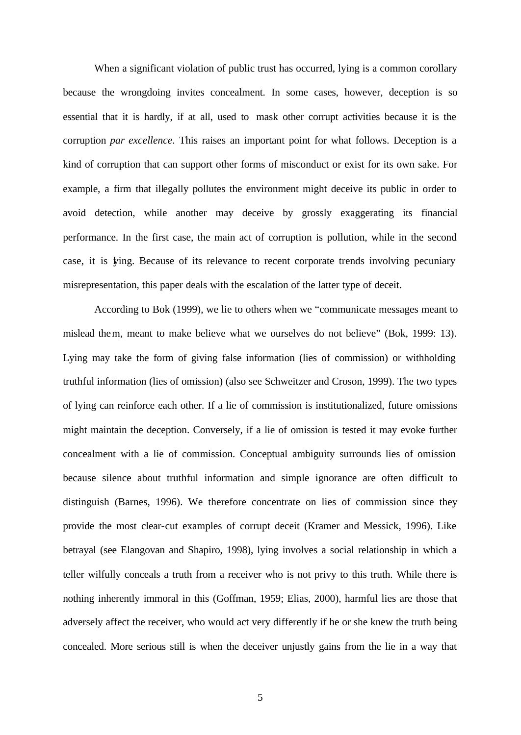When a significant violation of public trust has occurred, lying is a common corollary because the wrongdoing invites concealment. In some cases, however, deception is so essential that it is hardly, if at all, used to mask other corrupt activities because it is the corruption *par excellence*. This raises an important point for what follows. Deception is a kind of corruption that can support other forms of misconduct or exist for its own sake. For example, a firm that illegally pollutes the environment might deceive its public in order to avoid detection, while another may deceive by grossly exaggerating its financial performance. In the first case, the main act of corruption is pollution, while in the second case, it is lying. Because of its relevance to recent corporate trends involving pecuniary misrepresentation, this paper deals with the escalation of the latter type of deceit.

According to Bok (1999), we lie to others when we "communicate messages meant to mislead them, meant to make believe what we ourselves do not believe" (Bok, 1999: 13). Lying may take the form of giving false information (lies of commission) or withholding truthful information (lies of omission) (also see Schweitzer and Croson, 1999). The two types of lying can reinforce each other. If a lie of commission is institutionalized, future omissions might maintain the deception. Conversely, if a lie of omission is tested it may evoke further concealment with a lie of commission. Conceptual ambiguity surrounds lies of omission because silence about truthful information and simple ignorance are often difficult to distinguish (Barnes, 1996). We therefore concentrate on lies of commission since they provide the most clear-cut examples of corrupt deceit (Kramer and Messick, 1996). Like betrayal (see Elangovan and Shapiro, 1998), lying involves a social relationship in which a teller wilfully conceals a truth from a receiver who is not privy to this truth. While there is nothing inherently immoral in this (Goffman, 1959; Elias, 2000), harmful lies are those that adversely affect the receiver, who would act very differently if he or she knew the truth being concealed. More serious still is when the deceiver unjustly gains from the lie in a way that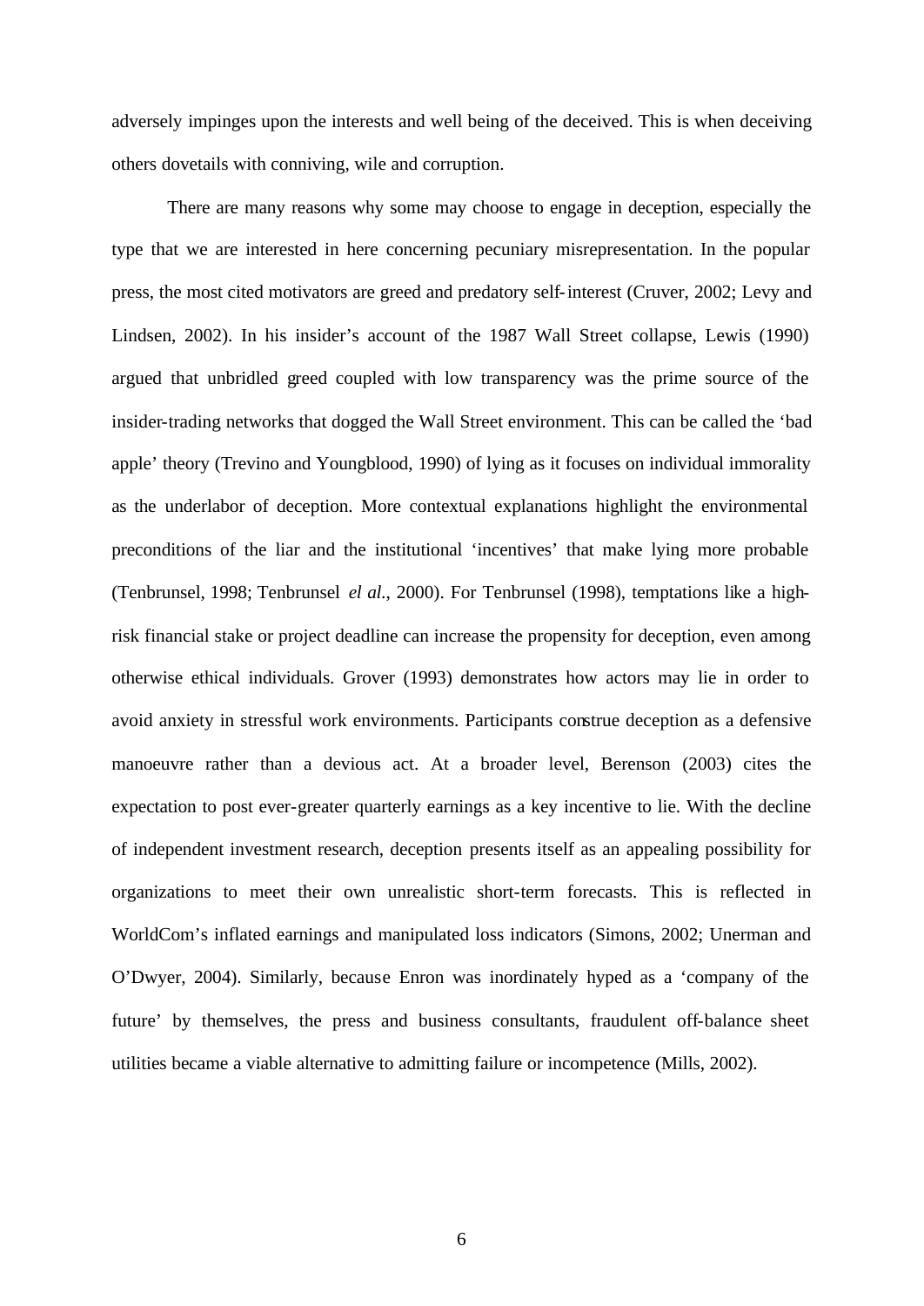adversely impinges upon the interests and well being of the deceived. This is when deceiving others dovetails with conniving, wile and corruption.

There are many reasons why some may choose to engage in deception, especially the type that we are interested in here concerning pecuniary misrepresentation. In the popular press, the most cited motivators are greed and predatory self-interest (Cruver, 2002; Levy and Lindsen, 2002). In his insider's account of the 1987 Wall Street collapse, Lewis (1990) argued that unbridled greed coupled with low transparency was the prime source of the insider-trading networks that dogged the Wall Street environment. This can be called the 'bad apple' theory (Trevino and Youngblood, 1990) of lying as it focuses on individual immorality as the underlabor of deception. More contextual explanations highlight the environmental preconditions of the liar and the institutional 'incentives' that make lying more probable (Tenbrunsel, 1998; Tenbrunsel *el al.*, 2000). For Tenbrunsel (1998), temptations like a high-risk financial stake or project deadline can increase the propensity for deception, even among otherwise ethical individuals. Grover (1993) demonstrates how actors may lie in order to avoid anxiety in stressful work environments. Participants construe deception as a defensive manoeuvre rather than a devious act. At a broader level, Berenson (2003) cites the expectation to post ever-greater quarterly earnings as a key incentive to lie. With the decline of independent investment research, deception presents itself as an appealing possibility for organizations to meet their own unrealistic short-term forecasts. This is reflected in WorldCom's inflated earnings and manipulated loss indicators (Simons, 2002; Unerman and O'Dwyer, 2004). Similarly, because Enron was inordinately hyped as a 'company of the future' by themselves, the press and business consultants, fraudulent off-balance sheet utilities became a viable alternative to admitting failure or incompetence (Mills, 2002).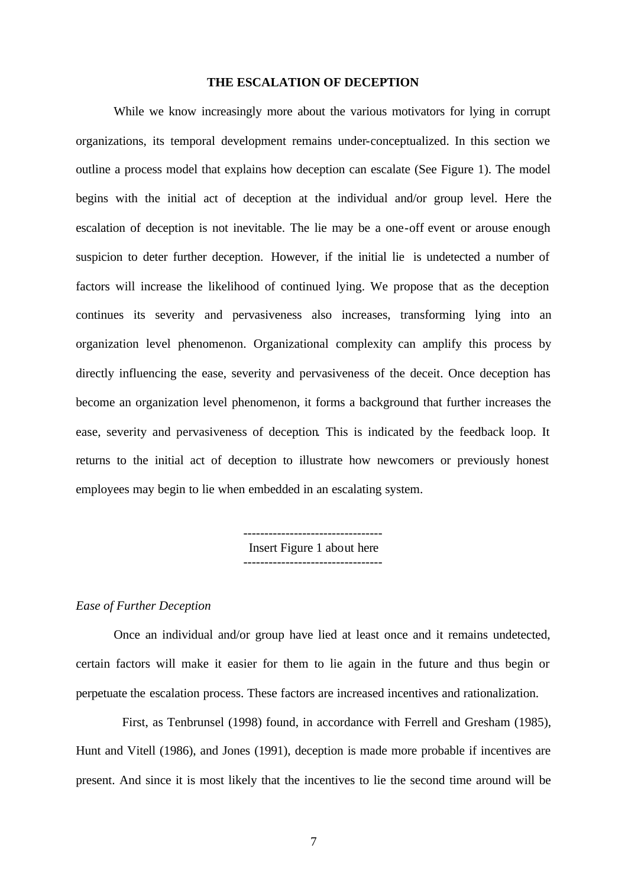## THE ESCALATION OF DECEPTION

While we know increasingly more about the various motivators for lying in corrupt organizations, its temporal development remains under-conceptualized. In this section we outline a process model that explains how deception can escalate (See Figure 1). The model begins with the initial act of deception at the individual and/or group level. Here the escalation of deception is not inevitable. The lie may be a one-off event or arouse enough suspicion to deter further deception. However, if the initial lie is undetected a number of factors will increase the likelihood of continued lying. We propose that as the deception continues its severity and pervasiveness also increases, transforming lying into an organization level phenomenon. Organizational complexity can amplify this process by directly influencing the ease, severity and pervasiveness of the deceit. Once deception has become an organization level phenomenon, it forms a background that further increases the ease, severity and pervasiveness of deception. This is indicated by the feedback loop. It returns to the initial act of deception to illustrate how newcomers or previously honest employees may begin to lie when embedded in an escalating system.

---------------------------------
Insert Figure 1 about here
---------------------------------

*Ease of Further Deception*

Once an individual and/or group have lied at least once and it remains undetected, certain factors will make it easier for them to lie again in the future and thus begin or perpetuate the escalation process. These factors are increased incentives and rationalization.

First, as Tenbrunsel (1998) found, in accordance with Ferrell and Gresham (1985), Hunt and Vitell (1986), and Jones (1991), deception is made more probable if incentives are present. And since it is most likely that the incentives to lie the second time around will be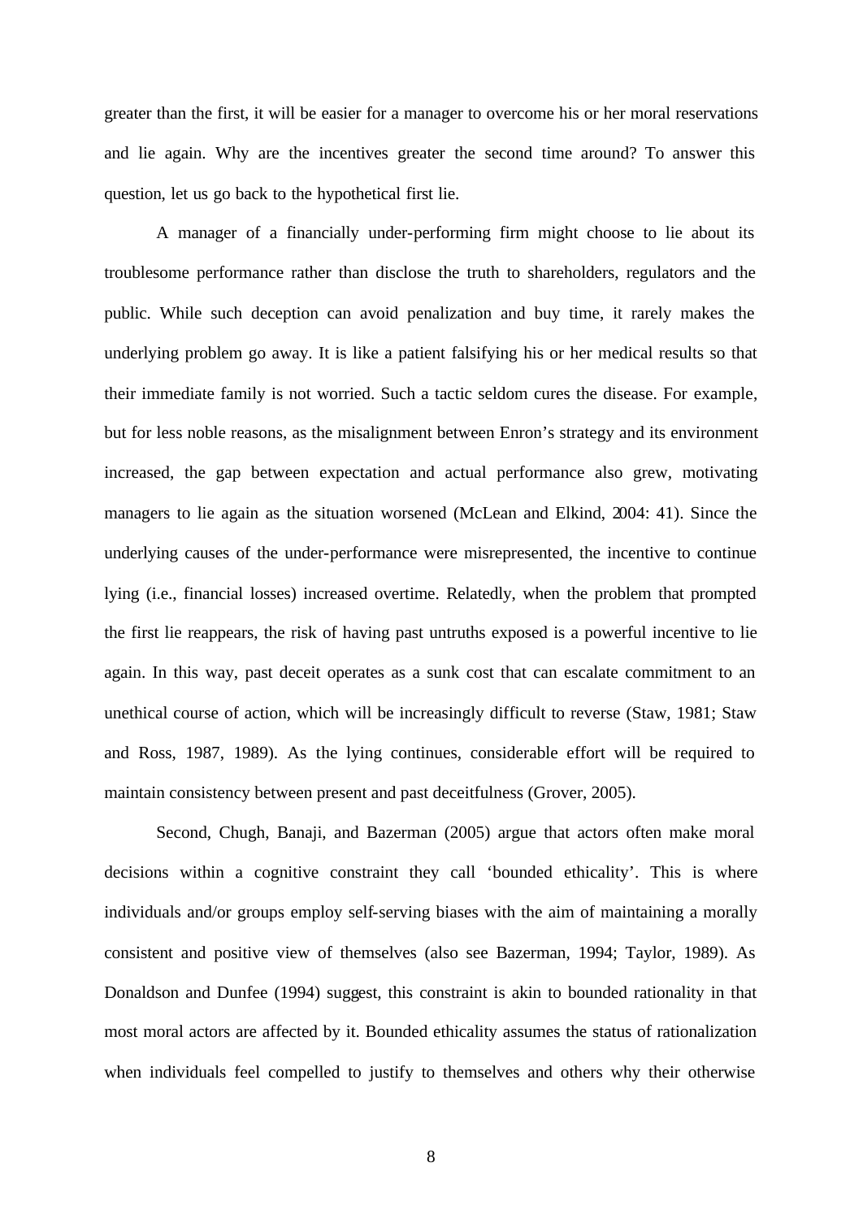greater than the first, it will be easier for a manager to overcome his or her moral reservations and lie again. Why are the incentives greater the second time around? To answer this question, let us go back to the hypothetical first lie.

A manager of a financially under-performing firm might choose to lie about its troublesome performance rather than disclose the truth to shareholders, regulators and the public. While such deception can avoid penalization and buy time, it rarely makes the underlying problem go away. It is like a patient falsifying his or her medical results so that their immediate family is not worried. Such a tactic seldom cures the disease. For example, but for less noble reasons, as the misalignment between Enron's strategy and its environment increased, the gap between expectation and actual performance also grew, motivating managers to lie again as the situation worsened (McLean and Elkind, 2004: 41). Since the underlying causes of the under-performance were misrepresented, the incentive to continue lying (i.e., financial losses) increased overtime. Relatedly, when the problem that prompted the first lie reappears, the risk of having past untruths exposed is a powerful incentive to lie again. In this way, past deceit operates as a sunk cost that can escalate commitment to an unethical course of action, which will be increasingly difficult to reverse (Staw, 1981; Staw and Ross, 1987, 1989). As the lying continues, considerable effort will be required to maintain consistency between present and past deceitfulness (Grover, 2005).

Second, Chugh, Banaji, and Bazerman (2005) argue that actors often make moral decisions within a cognitive constraint they call 'bounded ethicality'. This is where individuals and/or groups employ self-serving biases with the aim of maintaining a morally consistent and positive view of themselves (also see Bazerman, 1994; Taylor, 1989). As Donaldson and Dunfee (1994) suggest, this constraint is akin to bounded rationality in that most moral actors are affected by it. Bounded ethicality assumes the status of rationalization when individuals feel compelled to justify to themselves and others why their otherwise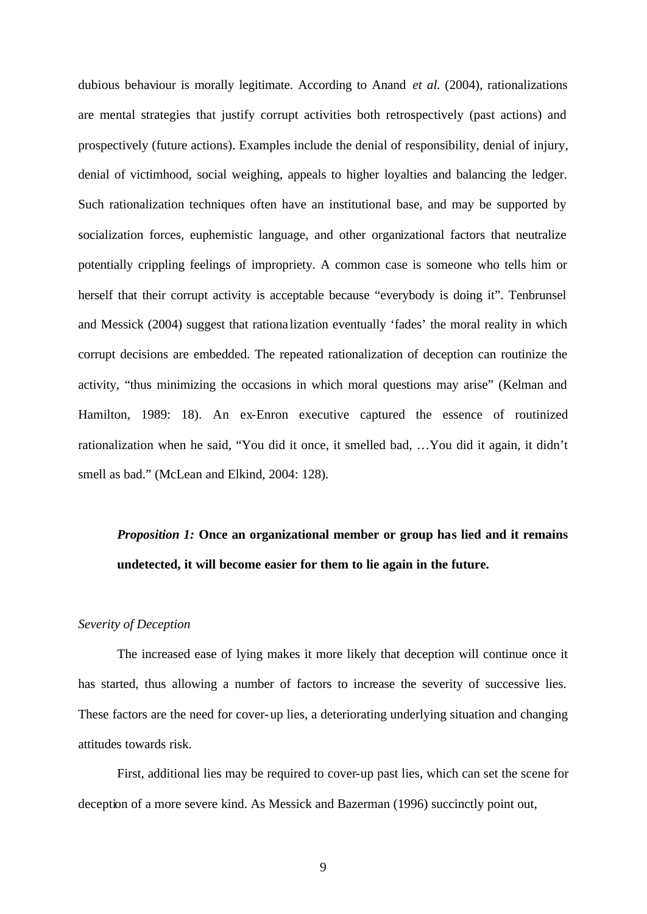dubious behaviour is morally legitimate. According to Anand *et al.* (2004), rationalizations are mental strategies that justify corrupt activities both retrospectively (past actions) and prospectively (future actions). Examples include the denial of responsibility, denial of injury, denial of victimhood, social weighing, appeals to higher loyalties and balancing the ledger. Such rationalization techniques often have an institutional base, and may be supported by socialization forces, euphemistic language, and other organizational factors that neutralize potentially crippling feelings of impropriety. A common case is someone who tells him or herself that their corrupt activity is acceptable because "everybody is doing it". Tenbrunsel and Messick (2004) suggest that rationalization eventually 'fades' the moral reality in which corrupt decisions are embedded. The repeated rationalization of deception can routinize the activity, "thus minimizing the occasions in which moral questions may arise" (Kelman and Hamilton, 1989: 18). An ex-Enron executive captured the essence of routinized rationalization when he said, "You did it once, it smelled bad, …You did it again, it didn't smell as bad." (McLean and Elkind, 2004: 128).

> ***Proposition 1:*** **Once an organizational member or group has lied and it remains undetected, it will become easier for them to lie again in the future.**

*Severity of Deception*

The increased ease of lying makes it more likely that deception will continue once it has started, thus allowing a number of factors to increase the severity of successive lies. These factors are the need for cover-up lies, a deteriorating underlying situation and changing attitudes towards risk.

First, additional lies may be required to cover-up past lies, which can set the scene for deception of a more severe kind. As Messick and Bazerman (1996) succinctly point out,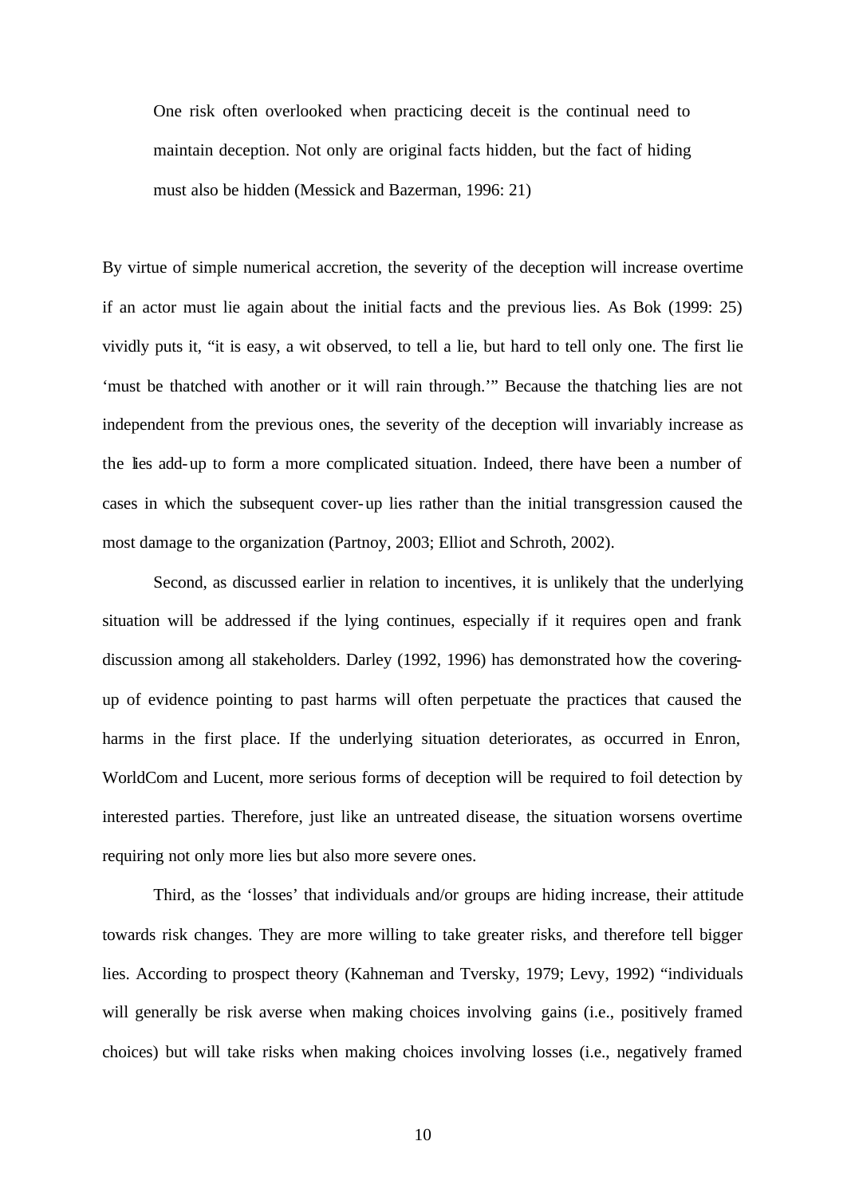> One risk often overlooked when practicing deceit is the continual need to maintain deception. Not only are original facts hidden, but the fact of hiding must also be hidden (Messick and Bazerman, 1996: 21)

By virtue of simple numerical accretion, the severity of the deception will increase overtime if an actor must lie again about the initial facts and the previous lies. As Bok (1999: 25) vividly puts it, "it is easy, a wit observed, to tell a lie, but hard to tell only one. The first lie 'must be thatched with another or it will rain through.'" Because the thatching lies are not independent from the previous ones, the severity of the deception will invariably increase as the lies add-up to form a more complicated situation. Indeed, there have been a number of cases in which the subsequent cover-up lies rather than the initial transgression caused the most damage to the organization (Partnoy, 2003; Elliot and Schroth, 2002).

Second, as discussed earlier in relation to incentives, it is unlikely that the underlying situation will be addressed if the lying continues, especially if it requires open and frank discussion among all stakeholders. Darley (1992, 1996) has demonstrated how the covering-up of evidence pointing to past harms will often perpetuate the practices that caused the harms in the first place. If the underlying situation deteriorates, as occurred in Enron, WorldCom and Lucent, more serious forms of deception will be required to foil detection by interested parties. Therefore, just like an untreated disease, the situation worsens overtime requiring not only more lies but also more severe ones.

Third, as the 'losses' that individuals and/or groups are hiding increase, their attitude towards risk changes. They are more willing to take greater risks, and therefore tell bigger lies. According to prospect theory (Kahneman and Tversky, 1979; Levy, 1992) "individuals will generally be risk averse when making choices involving gains (i.e., positively framed choices) but will take risks when making choices involving losses (i.e., negatively framed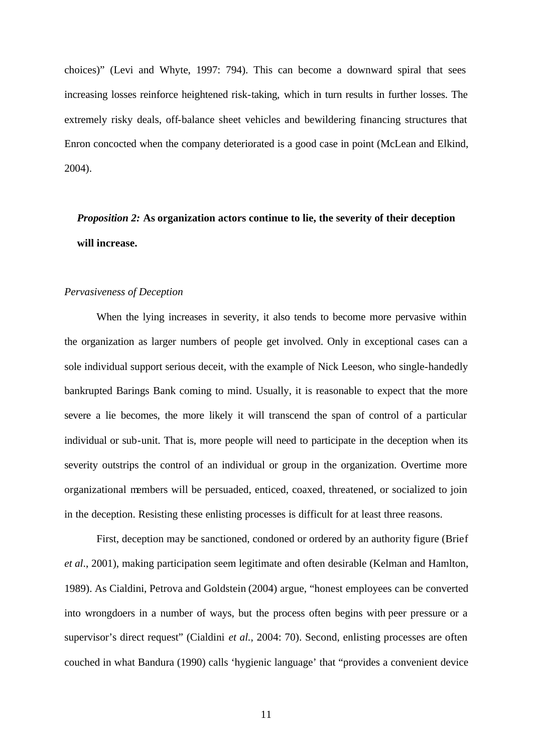choices)" (Levi and Whyte, 1997: 794). This can become a downward spiral that sees increasing losses reinforce heightened risk-taking, which in turn results in further losses. The extremely risky deals, off-balance sheet vehicles and bewildering financing structures that Enron concocted when the company deteriorated is a good case in point (McLean and Elkind, 2004).

> ***Proposition 2:*** **As organization actors continue to lie, the severity of their deception will increase.**

*Pervasiveness of Deception*

When the lying increases in severity, it also tends to become more pervasive within the organization as larger numbers of people get involved. Only in exceptional cases can a sole individual support serious deceit, with the example of Nick Leeson, who single-handedly bankrupted Barings Bank coming to mind. Usually, it is reasonable to expect that the more severe a lie becomes, the more likely it will transcend the span of control of a particular individual or sub-unit. That is, more people will need to participate in the deception when its severity outstrips the control of an individual or group in the organization. Overtime more organizational members will be persuaded, enticed, coaxed, threatened, or socialized to join in the deception. Resisting these enlisting processes is difficult for at least three reasons.

First, deception may be sanctioned, condoned or ordered by an authority figure (Brief *et al*., 2001), making participation seem legitimate and often desirable (Kelman and Hamlton, 1989). As Cialdini, Petrova and Goldstein (2004) argue, "honest employees can be converted into wrongdoers in a number of ways, but the process often begins with peer pressure or a supervisor's direct request" (Cialdini *et al.*, 2004: 70). Second, enlisting processes are often couched in what Bandura (1990) calls 'hygienic language' that "provides a convenient device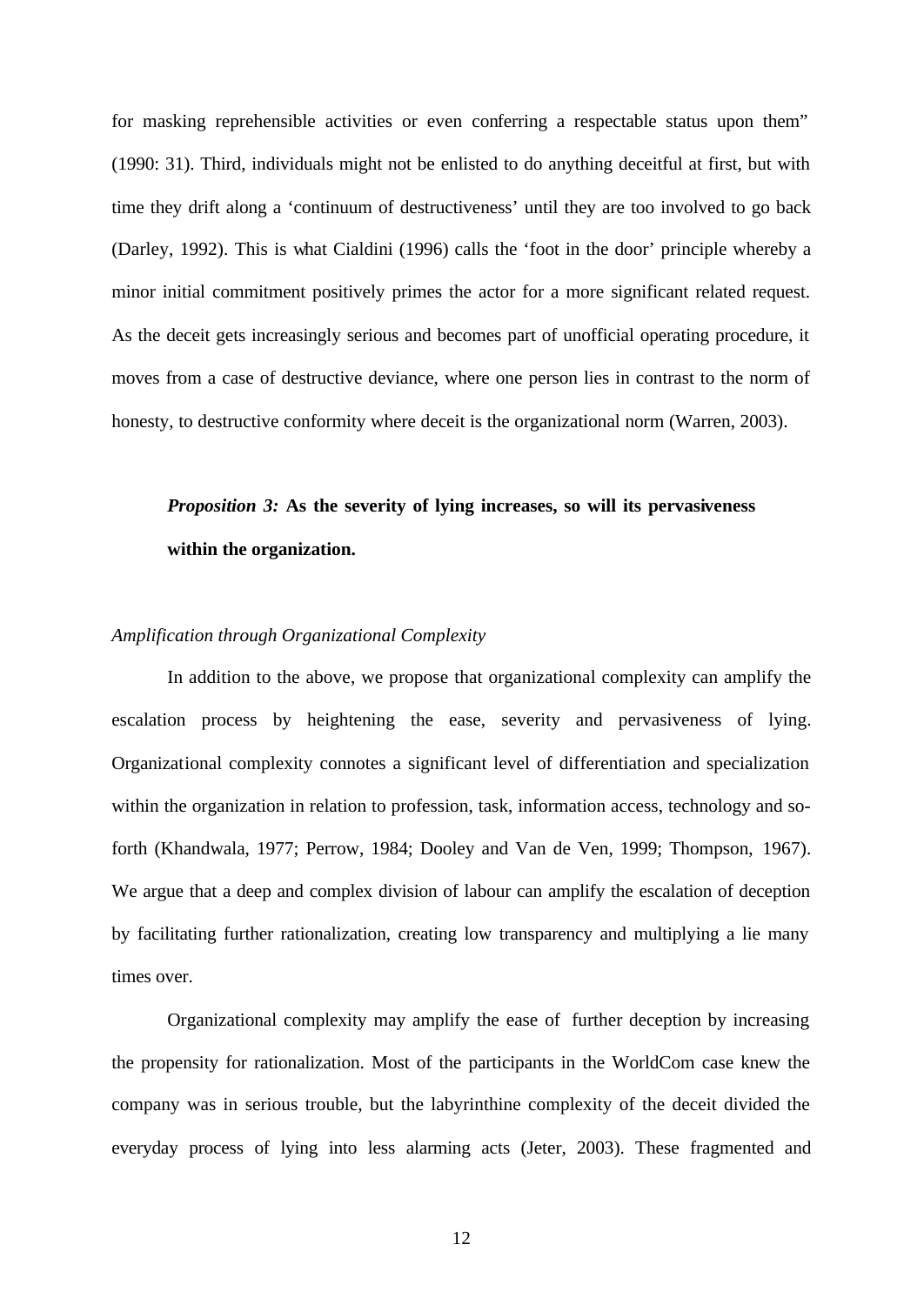for masking reprehensible activities or even conferring a respectable status upon them" (1990: 31). Third, individuals might not be enlisted to do anything deceitful at first, but with time they drift along a 'continuum of destructiveness' until they are too involved to go back (Darley, 1992). This is what Cialdini (1996) calls the 'foot in the door' principle whereby a minor initial commitment positively primes the actor for a more significant related request. As the deceit gets increasingly serious and becomes part of unofficial operating procedure, it moves from a case of destructive deviance, where one person lies in contrast to the norm of honesty, to destructive conformity where deceit is the organizational norm (Warren, 2003).

> ***Proposition 3:* As the severity of lying increases, so will its pervasiveness within the organization.**

*Amplification through Organizational Complexity*

In addition to the above, we propose that organizational complexity can amplify the escalation process by heightening the ease, severity and pervasiveness of lying. Organizational complexity connotes a significant level of differentiation and specialization within the organization in relation to profession, task, information access, technology and so-forth (Khandwala, 1977; Perrow, 1984; Dooley and Van de Ven, 1999; Thompson, 1967). We argue that a deep and complex division of labour can amplify the escalation of deception by facilitating further rationalization, creating low transparency and multiplying a lie many times over.

Organizational complexity may amplify the ease of further deception by increasing the propensity for rationalization. Most of the participants in the WorldCom case knew the company was in serious trouble, but the labyrinthine complexity of the deceit divided the everyday process of lying into less alarming acts (Jeter, 2003). These fragmented and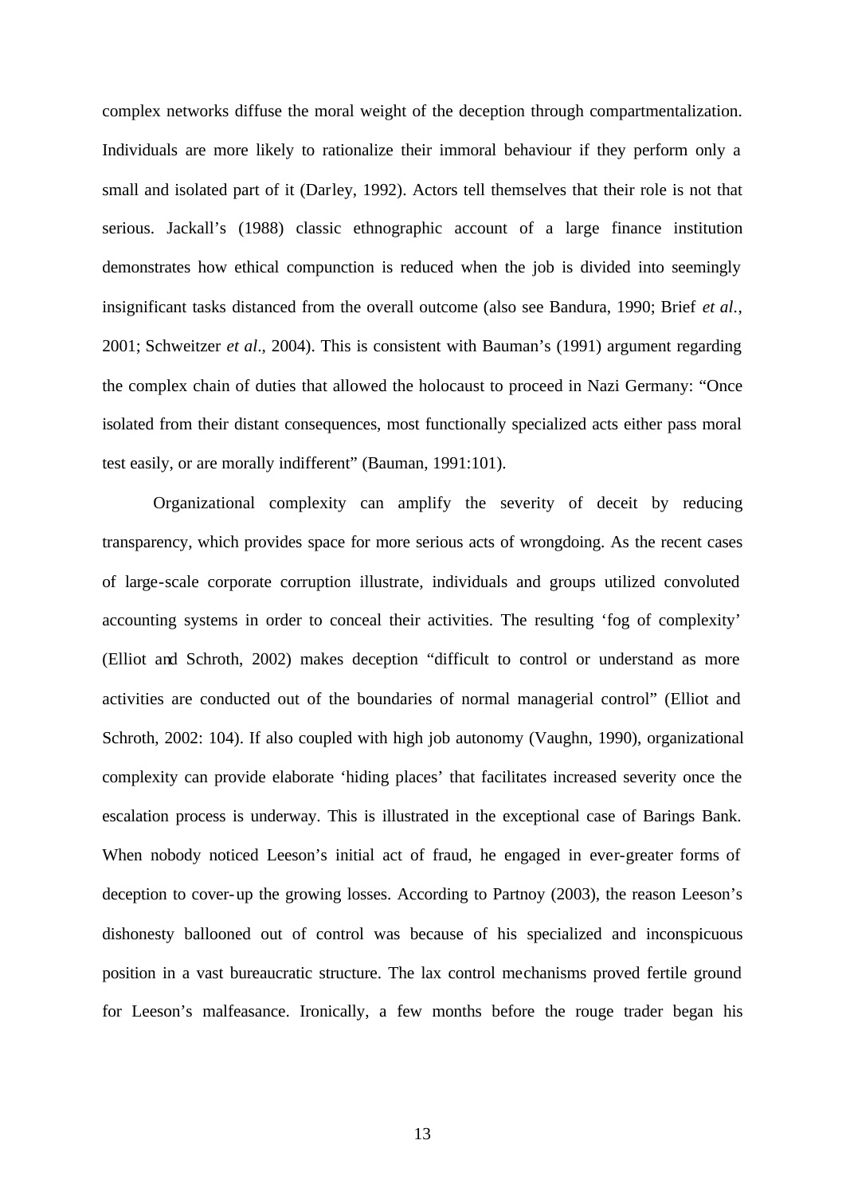complex networks diffuse the moral weight of the deception through compartmentalization. Individuals are more likely to rationalize their immoral behaviour if they perform only a small and isolated part of it (Darley, 1992). Actors tell themselves that their role is not that serious. Jackall's (1988) classic ethnographic account of a large finance institution demonstrates how ethical compunction is reduced when the job is divided into seemingly insignificant tasks distanced from the overall outcome (also see Bandura, 1990; Brief *et al*., 2001; Schweitzer *et al*., 2004). This is consistent with Bauman's (1991) argument regarding the complex chain of duties that allowed the holocaust to proceed in Nazi Germany: "Once isolated from their distant consequences, most functionally specialized acts either pass moral test easily, or are morally indifferent" (Bauman, 1991:101).

Organizational complexity can amplify the severity of deceit by reducing transparency, which provides space for more serious acts of wrongdoing. As the recent cases of large-scale corporate corruption illustrate, individuals and groups utilized convoluted accounting systems in order to conceal their activities. The resulting 'fog of complexity' (Elliot and Schroth, 2002) makes deception "difficult to control or understand as more activities are conducted out of the boundaries of normal managerial control" (Elliot and Schroth, 2002: 104). If also coupled with high job autonomy (Vaughn, 1990), organizational complexity can provide elaborate 'hiding places' that facilitates increased severity once the escalation process is underway. This is illustrated in the exceptional case of Barings Bank. When nobody noticed Leeson's initial act of fraud, he engaged in ever-greater forms of deception to cover-up the growing losses. According to Partnoy (2003), the reason Leeson's dishonesty ballooned out of control was because of his specialized and inconspicuous position in a vast bureaucratic structure. The lax control mechanisms proved fertile ground for Leeson's malfeasance. Ironically, a few months before the rouge trader began his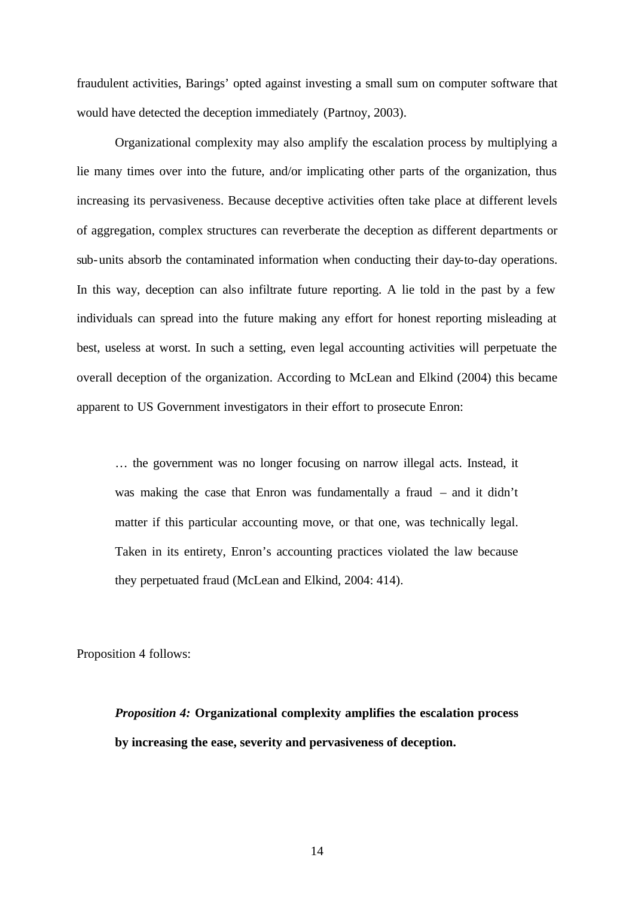fraudulent activities, Barings' opted against investing a small sum on computer software that would have detected the deception immediately (Partnoy, 2003).

Organizational complexity may also amplify the escalation process by multiplying a lie many times over into the future, and/or implicating other parts of the organization, thus increasing its pervasiveness. Because deceptive activities often take place at different levels of aggregation, complex structures can reverberate the deception as different departments or sub-units absorb the contaminated information when conducting their day-to-day operations. In this way, deception can also infiltrate future reporting. A lie told in the past by a few individuals can spread into the future making any effort for honest reporting misleading at best, useless at worst. In such a setting, even legal accounting activities will perpetuate the overall deception of the organization. According to McLean and Elkind (2004) this became apparent to US Government investigators in their effort to prosecute Enron:

> … the government was no longer focusing on narrow illegal acts. Instead, it was making the case that Enron was fundamentally a fraud – and it didn't matter if this particular accounting move, or that one, was technically legal. Taken in its entirety, Enron's accounting practices violated the law because they perpetuated fraud (McLean and Elkind, 2004: 414).

Proposition 4 follows:

> ***Proposition 4:*** **Organizational complexity amplifies the escalation process by increasing the ease, severity and pervasiveness of deception.**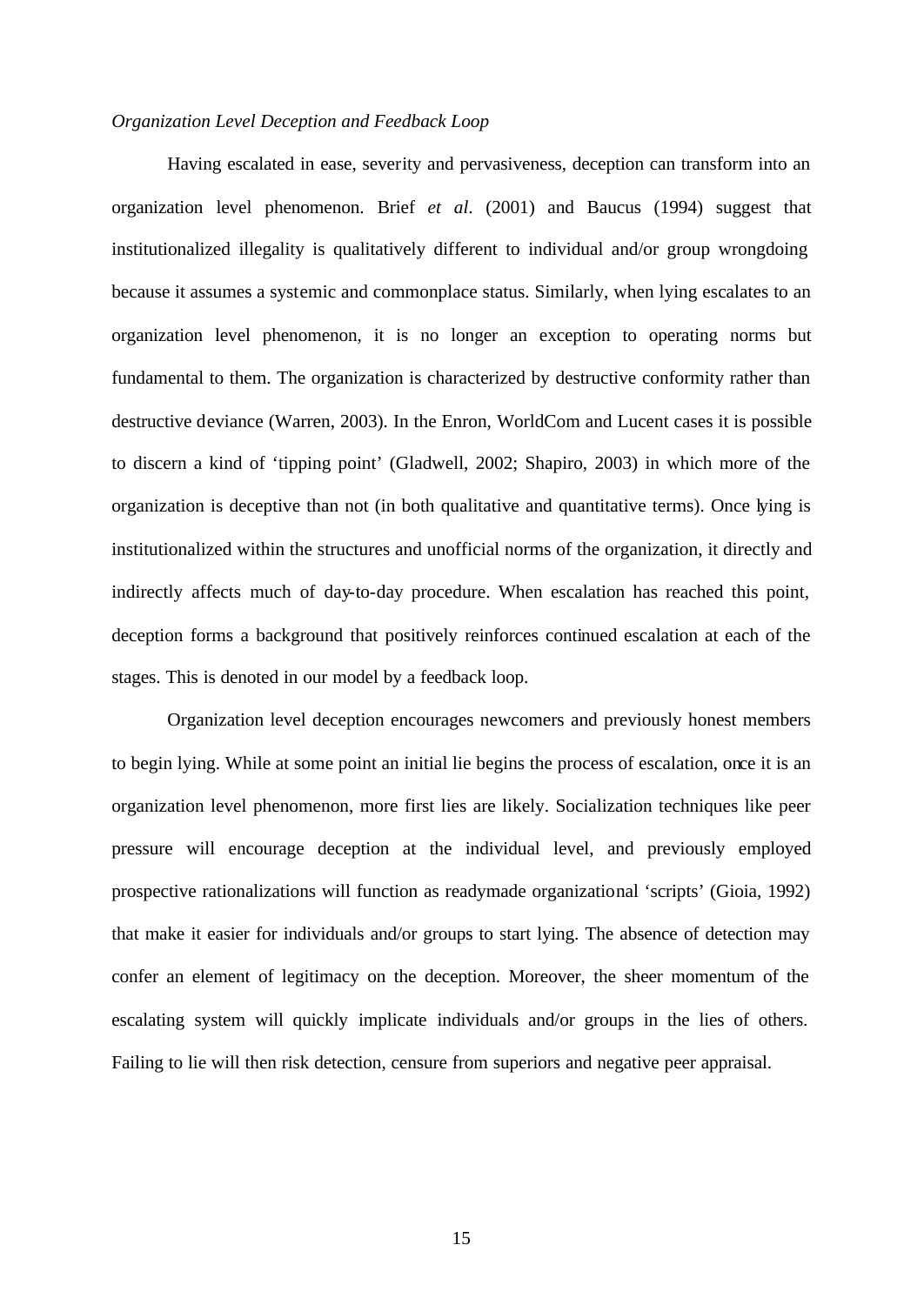*Organization Level Deception and Feedback Loop*

Having escalated in ease, severity and pervasiveness, deception can transform into an organization level phenomenon. Brief *et al.* (2001) and Baucus (1994) suggest that institutionalized illegality is qualitatively different to individual and/or group wrongdoing because it assumes a systemic and commonplace status. Similarly, when lying escalates to an organization level phenomenon, it is no longer an exception to operating norms but fundamental to them. The organization is characterized by destructive conformity rather than destructive deviance (Warren, 2003). In the Enron, WorldCom and Lucent cases it is possible to discern a kind of 'tipping point' (Gladwell, 2002; Shapiro, 2003) in which more of the organization is deceptive than not (in both qualitative and quantitative terms). Once lying is institutionalized within the structures and unofficial norms of the organization, it directly and indirectly affects much of day-to-day procedure. When escalation has reached this point, deception forms a background that positively reinforces continued escalation at each of the stages. This is denoted in our model by a feedback loop.

Organization level deception encourages newcomers and previously honest members to begin lying. While at some point an initial lie begins the process of escalation, once it is an organization level phenomenon, more first lies are likely. Socialization techniques like peer pressure will encourage deception at the individual level, and previously employed prospective rationalizations will function as readymade organizational 'scripts' (Gioia, 1992) that make it easier for individuals and/or groups to start lying. The absence of detection may confer an element of legitimacy on the deception. Moreover, the sheer momentum of the escalating system will quickly implicate individuals and/or groups in the lies of others. Failing to lie will then risk detection, censure from superiors and negative peer appraisal.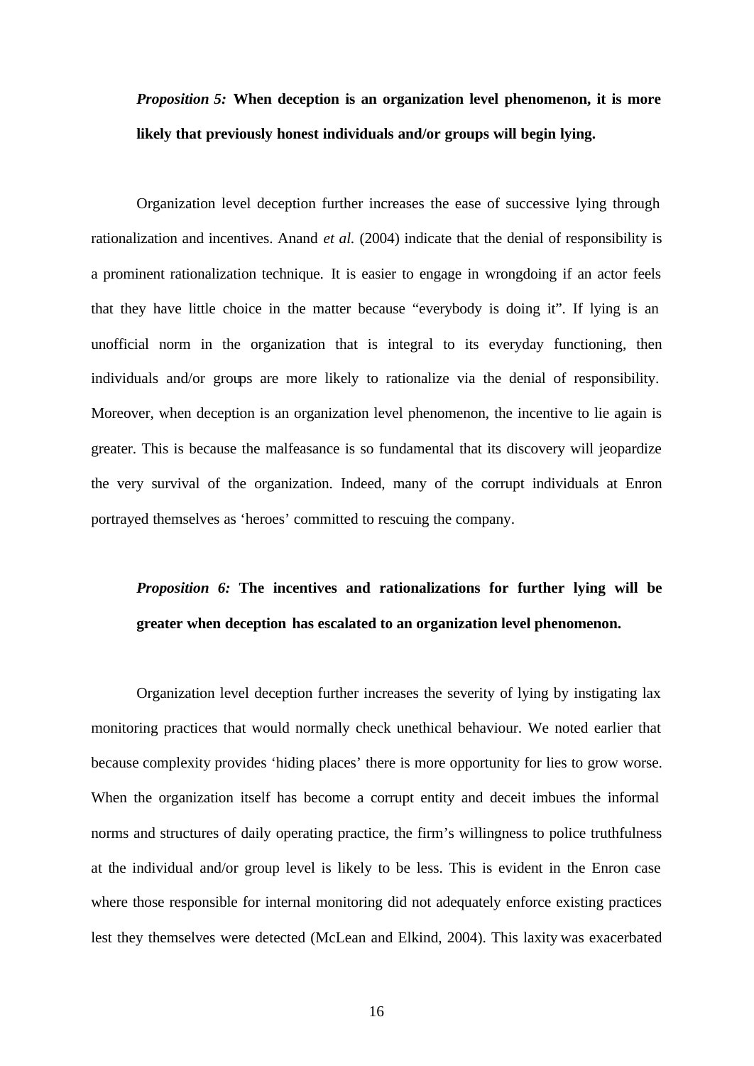***Proposition 5:*** **When deception is an organization level phenomenon, it is more likely that previously honest individuals and/or groups will begin lying.**

Organization level deception further increases the ease of successive lying through rationalization and incentives. Anand *et al.* (2004) indicate that the denial of responsibility is a prominent rationalization technique. It is easier to engage in wrongdoing if an actor feels that they have little choice in the matter because "everybody is doing it". If lying is an unofficial norm in the organization that is integral to its everyday functioning, then individuals and/or groups are more likely to rationalize via the denial of responsibility. Moreover, when deception is an organization level phenomenon, the incentive to lie again is greater. This is because the malfeasance is so fundamental that its discovery will jeopardize the very survival of the organization. Indeed, many of the corrupt individuals at Enron portrayed themselves as 'heroes' committed to rescuing the company.

***Proposition 6:*** **The incentives and rationalizations for further lying will be greater when deception has escalated to an organization level phenomenon.**

Organization level deception further increases the severity of lying by instigating lax monitoring practices that would normally check unethical behaviour. We noted earlier that because complexity provides 'hiding places' there is more opportunity for lies to grow worse. When the organization itself has become a corrupt entity and deceit imbues the informal norms and structures of daily operating practice, the firm's willingness to police truthfulness at the individual and/or group level is likely to be less. This is evident in the Enron case where those responsible for internal monitoring did not adequately enforce existing practices lest they themselves were detected (McLean and Elkind, 2004). This laxity was exacerbated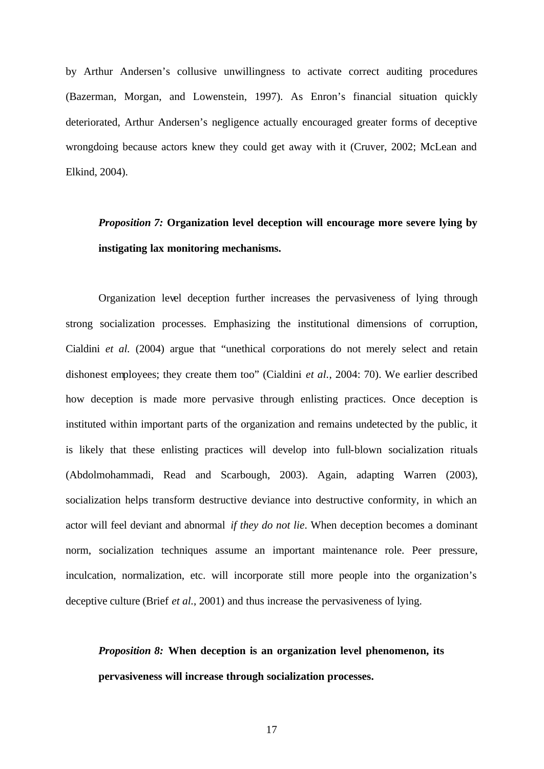by Arthur Andersen's collusive unwillingness to activate correct auditing procedures (Bazerman, Morgan, and Lowenstein, 1997). As Enron's financial situation quickly deteriorated, Arthur Andersen's negligence actually encouraged greater forms of deceptive wrongdoing because actors knew they could get away with it (Cruver, 2002; McLean and Elkind, 2004).

> ***Proposition 7:*** **Organization level deception will encourage more severe lying by instigating lax monitoring mechanisms.**

Organization level deception further increases the pervasiveness of lying through strong socialization processes. Emphasizing the institutional dimensions of corruption, Cialdini *et al.* (2004) argue that "unethical corporations do not merely select and retain dishonest employees; they create them too" (Cialdini *et al.*, 2004: 70). We earlier described how deception is made more pervasive through enlisting practices. Once deception is instituted within important parts of the organization and remains undetected by the public, it is likely that these enlisting practices will develop into full-blown socialization rituals (Abdolmohammadi, Read and Scarbough, 2003). Again, adapting Warren (2003), socialization helps transform destructive deviance into destructive conformity, in which an actor will feel deviant and abnormal *if they do not lie*. When deception becomes a dominant norm, socialization techniques assume an important maintenance role. Peer pressure, inculcation, normalization, etc. will incorporate still more people into the organization's deceptive culture (Brief *et al.*, 2001) and thus increase the pervasiveness of lying.

> ***Proposition 8:*** **When deception is an organization level phenomenon, its pervasiveness will increase through socialization processes.**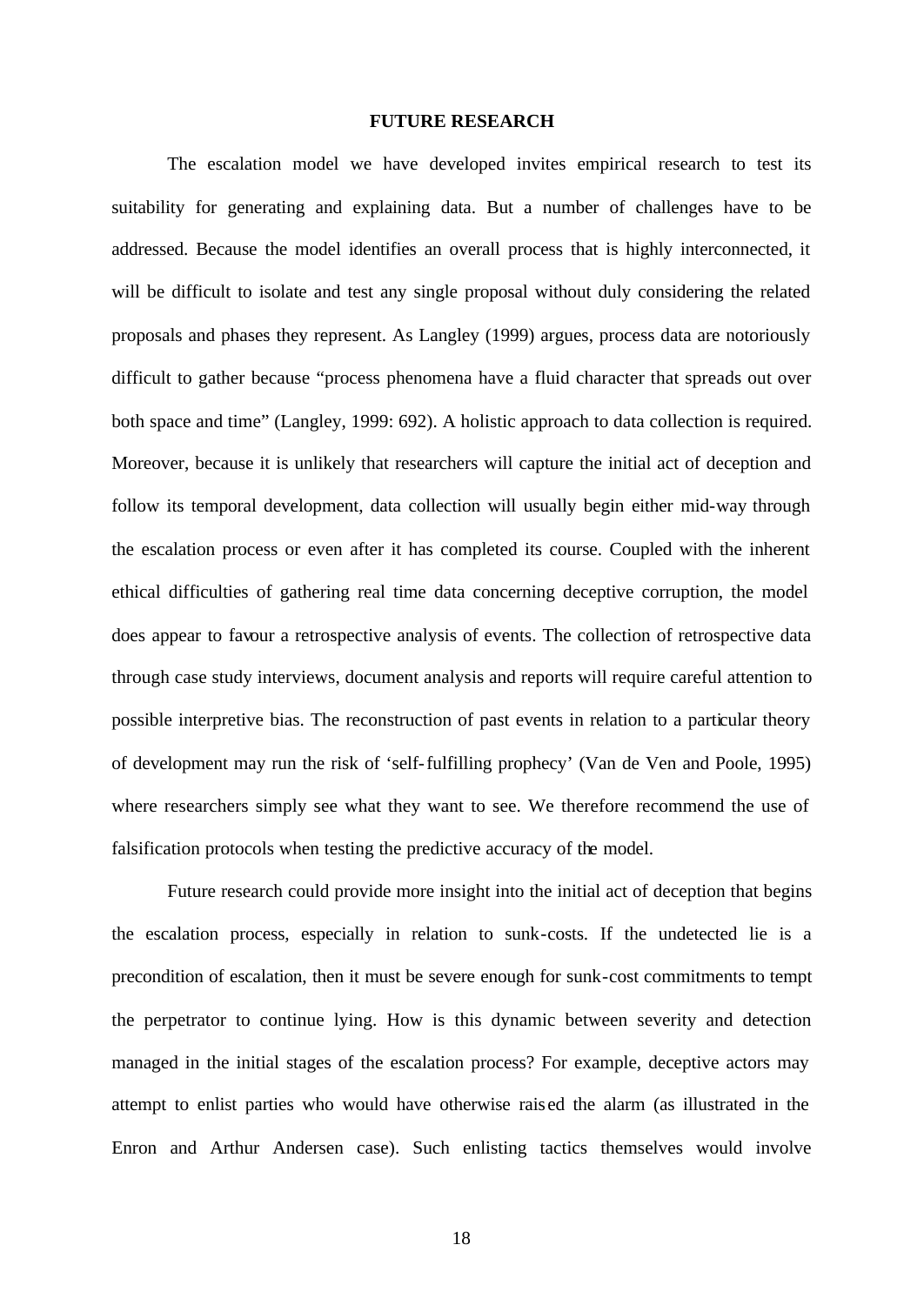## FUTURE RESEARCH

The escalation model we have developed invites empirical research to test its suitability for generating and explaining data. But a number of challenges have to be addressed. Because the model identifies an overall process that is highly interconnected, it will be difficult to isolate and test any single proposal without duly considering the related proposals and phases they represent. As Langley (1999) argues, process data are notoriously difficult to gather because "process phenomena have a fluid character that spreads out over both space and time" (Langley, 1999: 692). A holistic approach to data collection is required. Moreover, because it is unlikely that researchers will capture the initial act of deception and follow its temporal development, data collection will usually begin either mid-way through the escalation process or even after it has completed its course. Coupled with the inherent ethical difficulties of gathering real time data concerning deceptive corruption, the model does appear to favour a retrospective analysis of events. The collection of retrospective data through case study interviews, document analysis and reports will require careful attention to possible interpretive bias. The reconstruction of past events in relation to a particular theory of development may run the risk of 'self-fulfilling prophecy' (Van de Ven and Poole, 1995) where researchers simply see what they want to see. We therefore recommend the use of falsification protocols when testing the predictive accuracy of the model.

Future research could provide more insight into the initial act of deception that begins the escalation process, especially in relation to sunk-costs. If the undetected lie is a precondition of escalation, then it must be severe enough for sunk-cost commitments to tempt the perpetrator to continue lying. How is this dynamic between severity and detection managed in the initial stages of the escalation process? For example, deceptive actors may attempt to enlist parties who would have otherwise raised the alarm (as illustrated in the Enron and Arthur Andersen case). Such enlisting tactics themselves would involve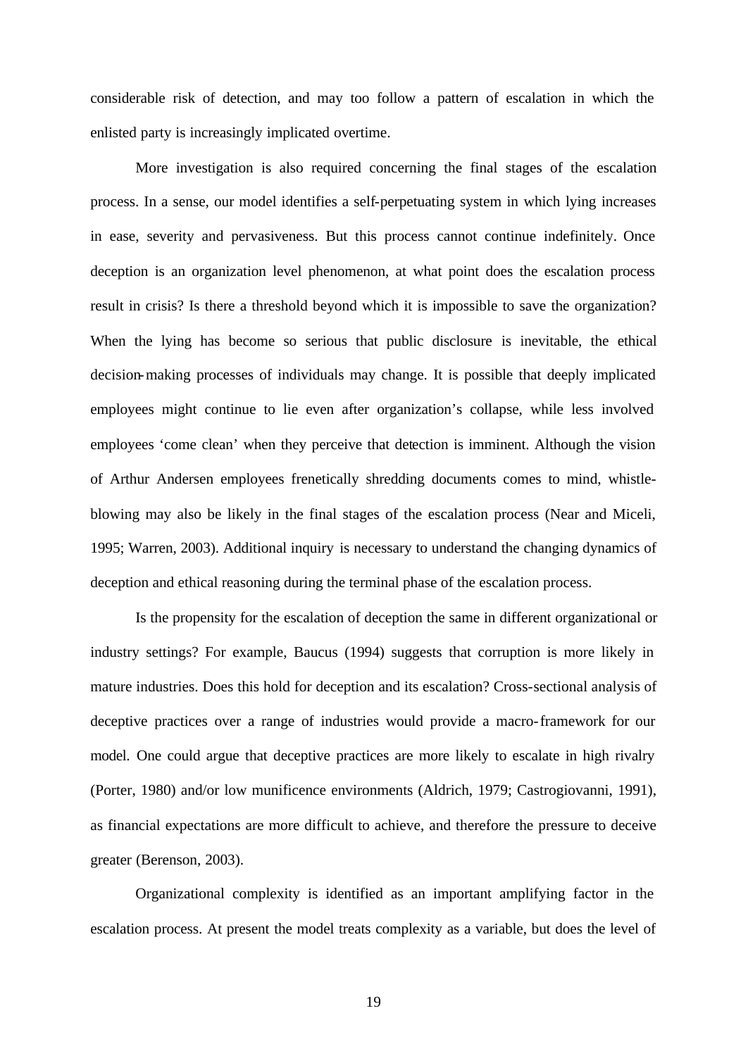considerable risk of detection, and may too follow a pattern of escalation in which the enlisted party is increasingly implicated overtime.

More investigation is also required concerning the final stages of the escalation process. In a sense, our model identifies a self-perpetuating system in which lying increases in ease, severity and pervasiveness. But this process cannot continue indefinitely. Once deception is an organization level phenomenon, at what point does the escalation process result in crisis? Is there a threshold beyond which it is impossible to save the organization? When the lying has become so serious that public disclosure is inevitable, the ethical decision-making processes of individuals may change. It is possible that deeply implicated employees might continue to lie even after organization's collapse, while less involved employees 'come clean' when they perceive that detection is imminent. Although the vision of Arthur Andersen employees frenetically shredding documents comes to mind, whistle-blowing may also be likely in the final stages of the escalation process (Near and Miceli, 1995; Warren, 2003). Additional inquiry is necessary to understand the changing dynamics of deception and ethical reasoning during the terminal phase of the escalation process.

Is the propensity for the escalation of deception the same in different organizational or industry settings? For example, Baucus (1994) suggests that corruption is more likely in mature industries. Does this hold for deception and its escalation? Cross-sectional analysis of deceptive practices over a range of industries would provide a macro-framework for our model. One could argue that deceptive practices are more likely to escalate in high rivalry (Porter, 1980) and/or low munificence environments (Aldrich, 1979; Castrogiovanni, 1991), as financial expectations are more difficult to achieve, and therefore the pressure to deceive greater (Berenson, 2003).

Organizational complexity is identified as an important amplifying factor in the escalation process. At present the model treats complexity as a variable, but does the level of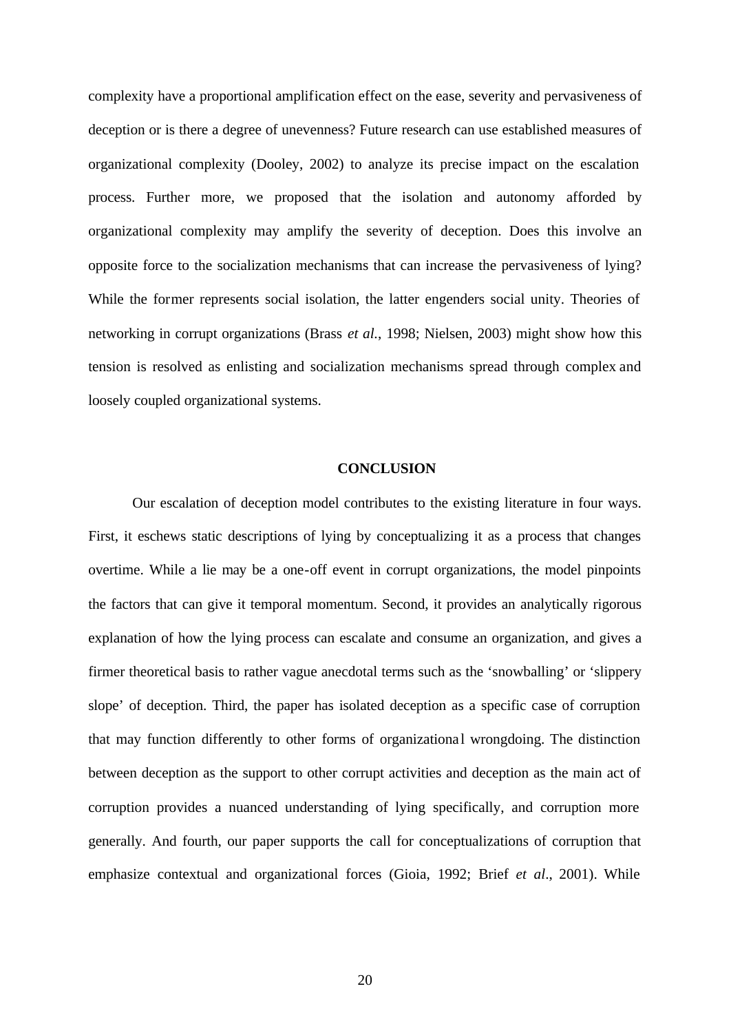complexity have a proportional amplification effect on the ease, severity and pervasiveness of deception or is there a degree of unevenness? Future research can use established measures of organizational complexity (Dooley, 2002) to analyze its precise impact on the escalation process. Further more, we proposed that the isolation and autonomy afforded by organizational complexity may amplify the severity of deception. Does this involve an opposite force to the socialization mechanisms that can increase the pervasiveness of lying? While the former represents social isolation, the latter engenders social unity. Theories of networking in corrupt organizations (Brass *et al.*, 1998; Nielsen, 2003) might show how this tension is resolved as enlisting and socialization mechanisms spread through complex and loosely coupled organizational systems.

## CONCLUSION

Our escalation of deception model contributes to the existing literature in four ways. First, it eschews static descriptions of lying by conceptualizing it as a process that changes overtime. While a lie may be a one-off event in corrupt organizations, the model pinpoints the factors that can give it temporal momentum. Second, it provides an analytically rigorous explanation of how the lying process can escalate and consume an organization, and gives a firmer theoretical basis to rather vague anecdotal terms such as the 'snowballing' or 'slippery slope' of deception. Third, the paper has isolated deception as a specific case of corruption that may function differently to other forms of organizational wrongdoing. The distinction between deception as the support to other corrupt activities and deception as the main act of corruption provides a nuanced understanding of lying specifically, and corruption more generally. And fourth, our paper supports the call for conceptualizations of corruption that emphasize contextual and organizational forces (Gioia, 1992; Brief *et al*., 2001). While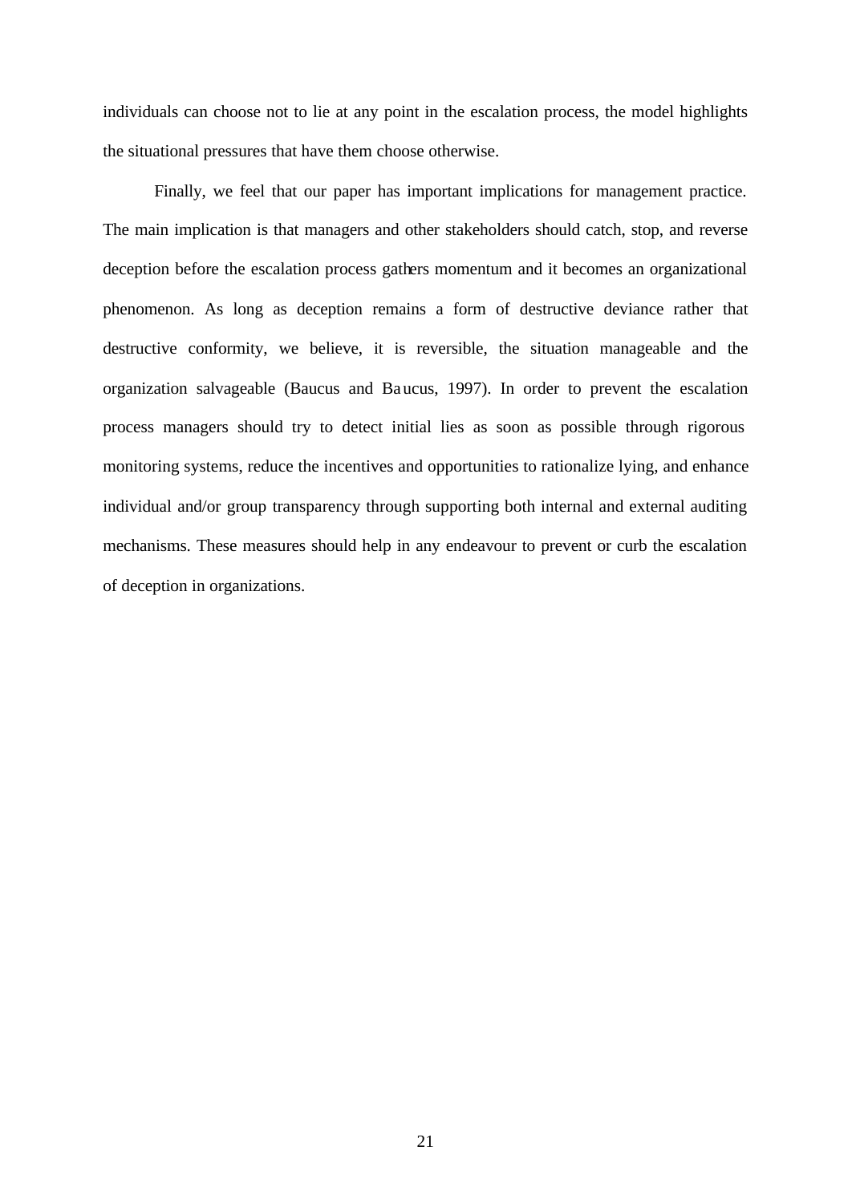individuals can choose not to lie at any point in the escalation process, the model highlights the situational pressures that have them choose otherwise.

Finally, we feel that our paper has important implications for management practice. The main implication is that managers and other stakeholders should catch, stop, and reverse deception before the escalation process gathers momentum and it becomes an organizational phenomenon. As long as deception remains a form of destructive deviance rather that destructive conformity, we believe, it is reversible, the situation manageable and the organization salvageable (Baucus and Baucus, 1997). In order to prevent the escalation process managers should try to detect initial lies as soon as possible through rigorous monitoring systems, reduce the incentives and opportunities to rationalize lying, and enhance individual and/or group transparency through supporting both internal and external auditing mechanisms. These measures should help in any endeavour to prevent or curb the escalation of deception in organizations.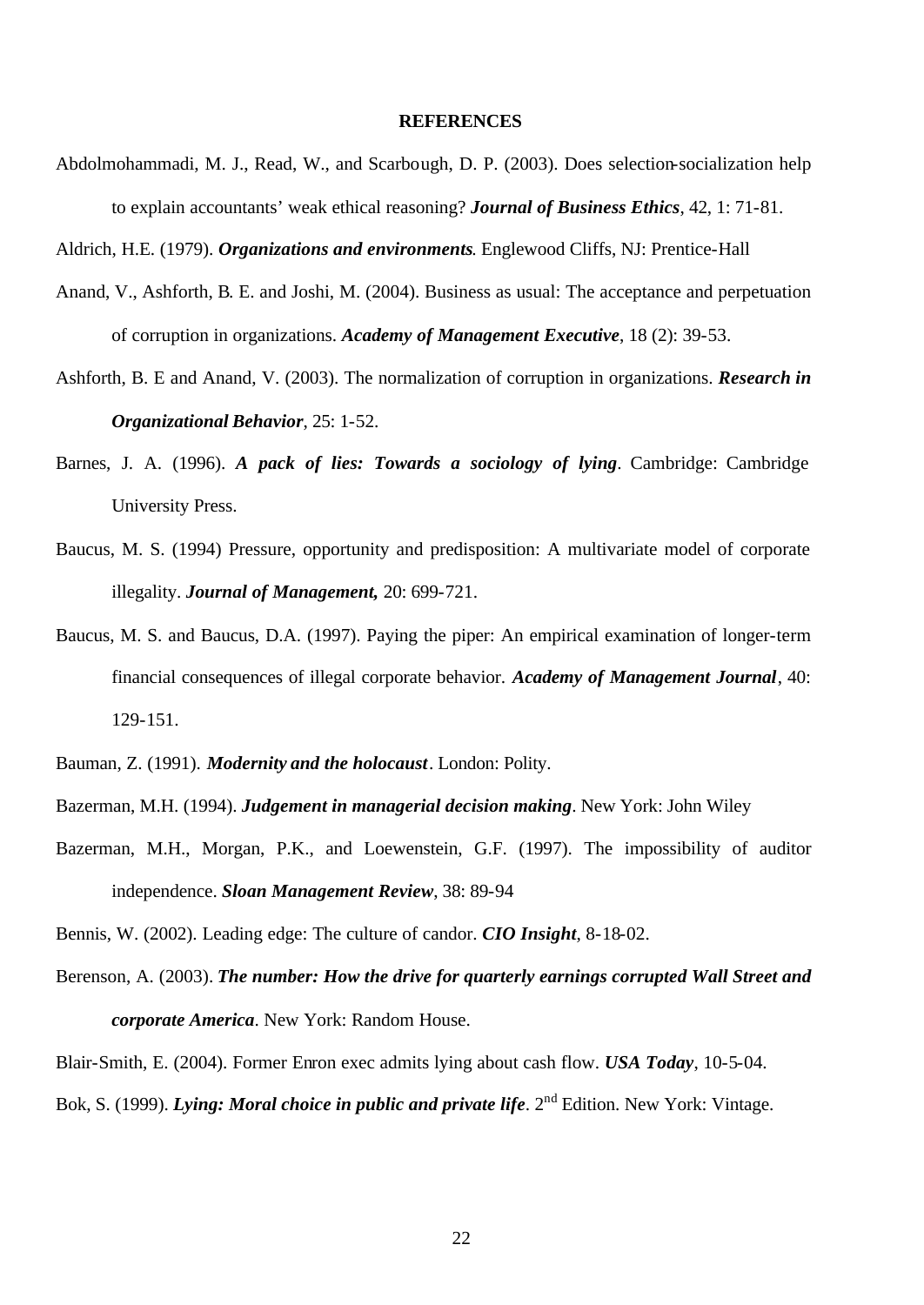**REFERENCES**

Abdolmohammadi, M. J., Read, W., and Scarbough, D. P. (2003). Does selection-socialization help to explain accountants' weak ethical reasoning? ***Journal of Business Ethics***, 42, 1: 71-81.

Aldrich, H.E. (1979). ***Organizations and environments***. Englewood Cliffs, NJ: Prentice-Hall

Anand, V., Ashforth, B. E. and Joshi, M. (2004). Business as usual: The acceptance and perpetuation of corruption in organizations. ***Academy of Management Executive***, 18 (2): 39-53.

Ashforth, B. E and Anand, V. (2003). The normalization of corruption in organizations. ***Research in Organizational Behavior***, 25: 1-52.

Barnes, J. A. (1996). ***A pack of lies: Towards a sociology of lying***. Cambridge: Cambridge University Press.

Baucus, M. S. (1994) Pressure, opportunity and predisposition: A multivariate model of corporate illegality. ***Journal of Management,*** 20: 699-721.

Baucus, M. S. and Baucus, D.A. (1997). Paying the piper: An empirical examination of longer-term financial consequences of illegal corporate behavior. ***Academy of Management Journal***, 40: 129-151.

Bauman, Z. (1991). ***Modernity and the holocaust***. London: Polity.

Bazerman, M.H. (1994). ***Judgement in managerial decision making***. New York: John Wiley

Bazerman, M.H., Morgan, P.K., and Loewenstein, G.F. (1997). The impossibility of auditor independence. ***Sloan Management Review***, 38: 89-94

Bennis, W. (2002). Leading edge: The culture of candor. ***CIO Insight***, 8-18-02.

Berenson, A. (2003). ***The number: How the drive for quarterly earnings corrupted Wall Street and corporate America***. New York: Random House.

Blair-Smith, E. (2004). Former Enron exec admits lying about cash flow. ***USA Today***, 10-5-04.

Bok, S. (1999). ***Lying: Moral choice in public and private life***. 2nd Edition. New York: Vintage.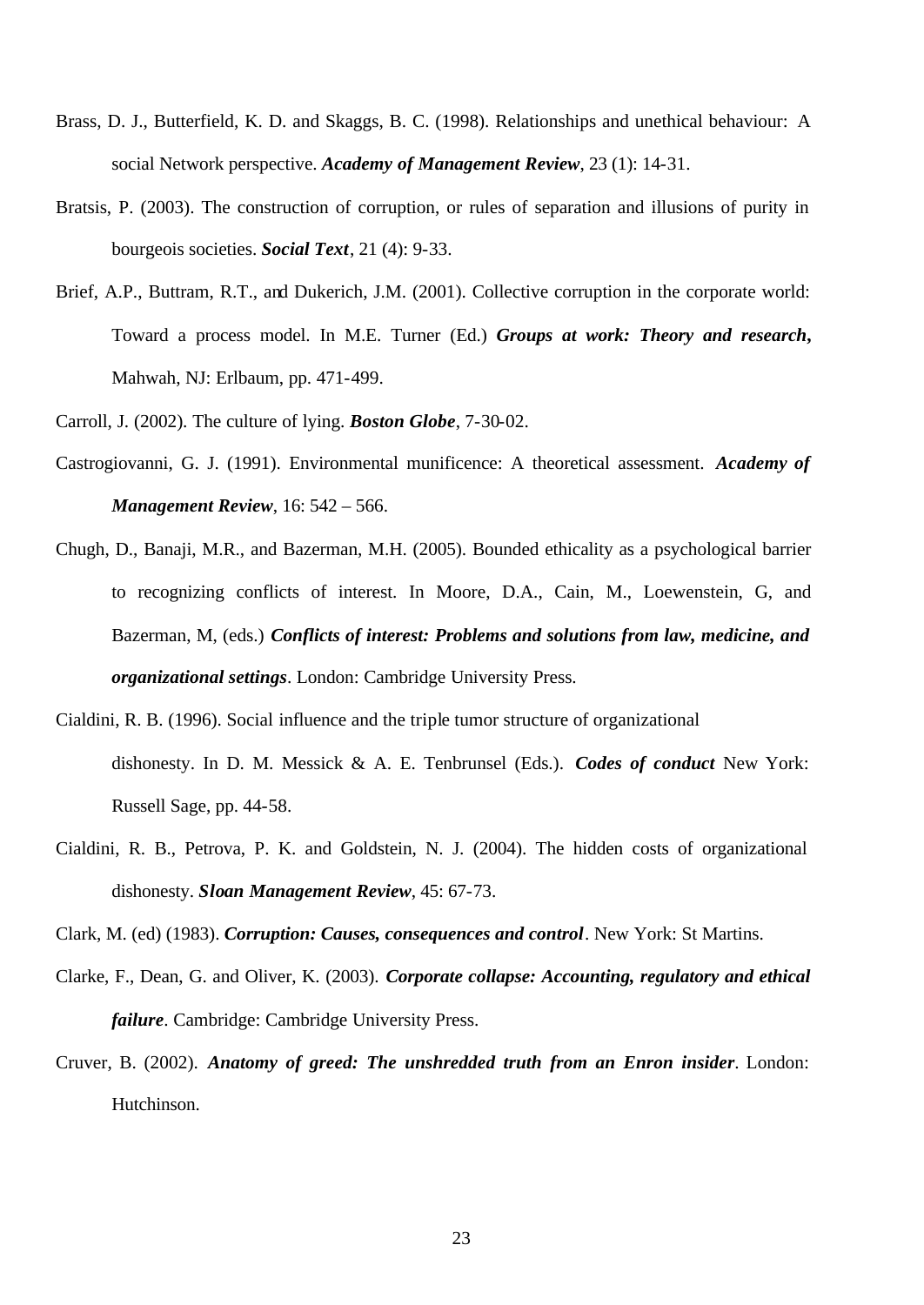Brass, D. J., Butterfield, K. D. and Skaggs, B. C. (1998). Relationships and unethical behaviour: A social Network perspective. ***Academy of Management Review***, 23 (1): 14-31.

Bratsis, P. (2003). The construction of corruption, or rules of separation and illusions of purity in bourgeois societies. ***Social Text***, 21 (4): 9-33.

Brief, A.P., Buttram, R.T., and Dukerich, J.M. (2001). Collective corruption in the corporate world: Toward a process model. In M.E. Turner (Ed.) ***Groups at work: Theory and research,*** Mahwah, NJ: Erlbaum, pp. 471-499.

Carroll, J. (2002). The culture of lying. ***Boston Globe***, 7-30-02.

Castrogiovanni, G. J. (1991). Environmental munificence: A theoretical assessment. ***Academy of Management Review***, 16: 542 – 566.

Chugh, D., Banaji, M.R., and Bazerman, M.H. (2005). Bounded ethicality as a psychological barrier to recognizing conflicts of interest. In Moore, D.A., Cain, M., Loewenstein, G, and Bazerman, M, (eds.) ***Conflicts of interest: Problems and solutions from law, medicine, and organizational settings***. London: Cambridge University Press.

Cialdini, R. B. (1996). Social influence and the triple tumor structure of organizational dishonesty. In D. M. Messick & A. E. Tenbrunsel (Eds.). ***Codes of conduct*** New York: Russell Sage, pp. 44-58.

Cialdini, R. B., Petrova, P. K. and Goldstein, N. J. (2004). The hidden costs of organizational dishonesty. ***Sloan Management Review***, 45: 67-73.

Clark, M. (ed) (1983). ***Corruption: Causes, consequences and control***. New York: St Martins.

Clarke, F., Dean, G. and Oliver, K. (2003). ***Corporate collapse: Accounting, regulatory and ethical failure***. Cambridge: Cambridge University Press.

Cruver, B. (2002). ***Anatomy of greed: The unshredded truth from an Enron insider***. London: Hutchinson.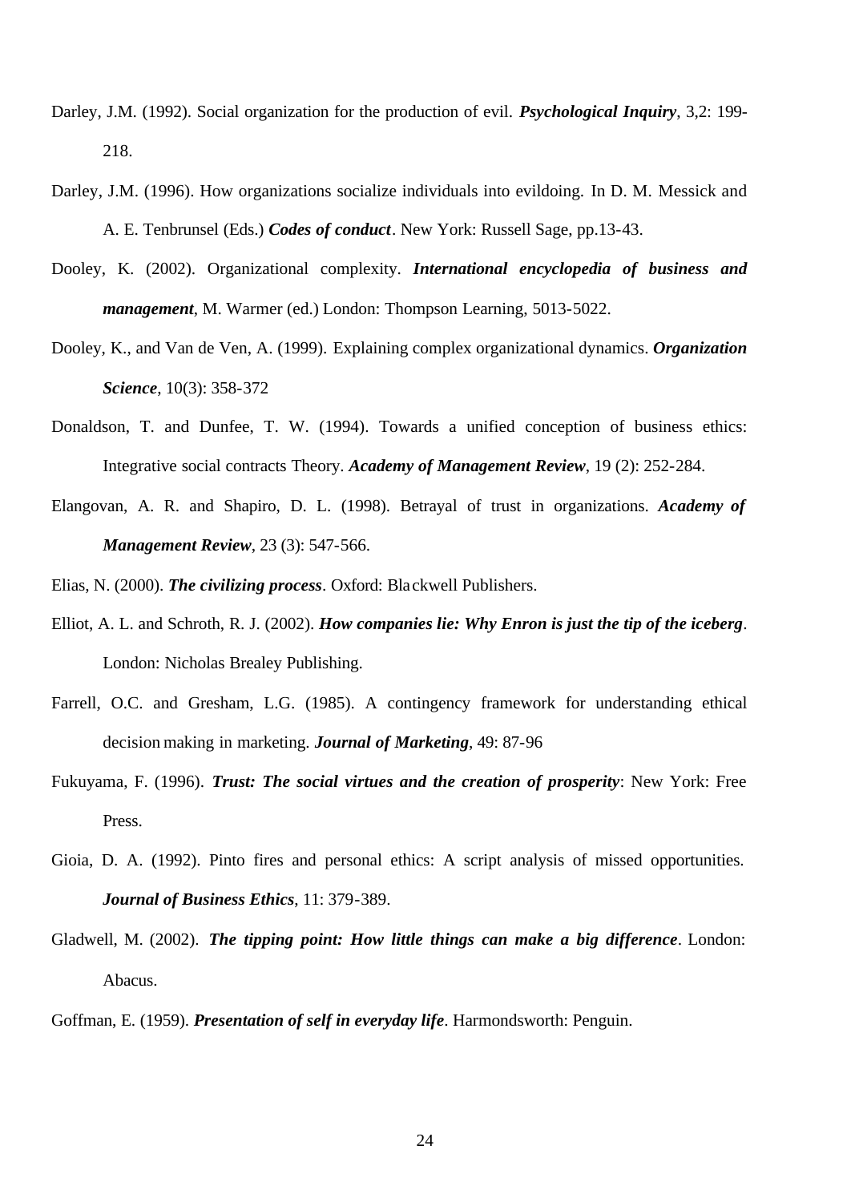Darley, J.M. (1992). Social organization for the production of evil. ***Psychological Inquiry***, 3,2: 199-218.

Darley, J.M. (1996). How organizations socialize individuals into evildoing. In D. M. Messick and A. E. Tenbrunsel (Eds.) ***Codes of conduct***. New York: Russell Sage, pp.13-43.

Dooley, K. (2002). Organizational complexity. ***International encyclopedia of business and management***, M. Warmer (ed.) London: Thompson Learning, 5013-5022.

Dooley, K., and Van de Ven, A. (1999). Explaining complex organizational dynamics. ***Organization Science***, 10(3): 358-372

Donaldson, T. and Dunfee, T. W. (1994). Towards a unified conception of business ethics: Integrative social contracts Theory. ***Academy of Management Review***, 19 (2): 252-284.

Elangovan, A. R. and Shapiro, D. L. (1998). Betrayal of trust in organizations. ***Academy of Management Review***, 23 (3): 547-566.

Elias, N. (2000). ***The civilizing process***. Oxford: Blackwell Publishers.

Elliot, A. L. and Schroth, R. J. (2002). ***How companies lie: Why Enron is just the tip of the iceberg***. London: Nicholas Brealey Publishing.

Farrell, O.C. and Gresham, L.G. (1985). A contingency framework for understanding ethical decision making in marketing. ***Journal of Marketing***, 49: 87-96

Fukuyama, F. (1996). ***Trust: The social virtues and the creation of prosperity***: New York: Free Press.

Gioia, D. A. (1992). Pinto fires and personal ethics: A script analysis of missed opportunities. ***Journal of Business Ethics***, 11: 379-389.

Gladwell, M. (2002). ***The tipping point: How little things can make a big difference***. London: Abacus.

Goffman, E. (1959). ***Presentation of self in everyday life***. Harmondsworth: Penguin.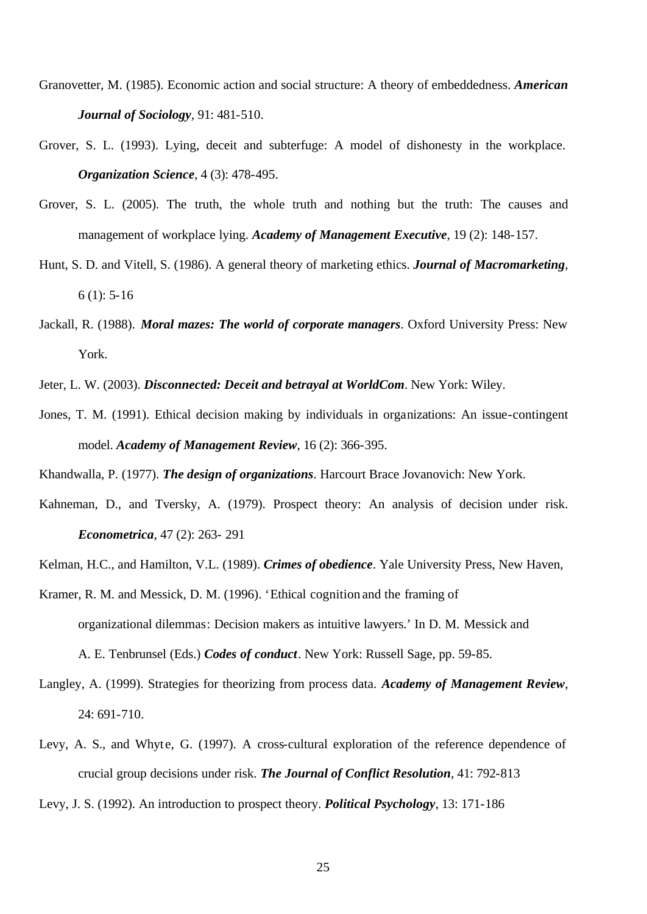Granovetter, M. (1985). Economic action and social structure: A theory of embeddedness. ***American Journal of Sociology***, 91: 481-510.

Grover, S. L. (1993). Lying, deceit and subterfuge: A model of dishonesty in the workplace. ***Organization Science***, 4 (3): 478-495.

Grover, S. L. (2005). The truth, the whole truth and nothing but the truth: The causes and management of workplace lying. ***Academy of Management Executive***, 19 (2): 148-157.

Hunt, S. D. and Vitell, S. (1986). A general theory of marketing ethics. ***Journal of Macromarketing***, 6 (1): 5-16

Jackall, R. (1988). ***Moral mazes: The world of corporate managers***. Oxford University Press: New York.

Jeter, L. W. (2003). ***Disconnected: Deceit and betrayal at WorldCom***. New York: Wiley.

Jones, T. M. (1991). Ethical decision making by individuals in organizations: An issue-contingent model. ***Academy of Management Review***, 16 (2): 366-395.

Khandwalla, P. (1977). ***The design of organizations***. Harcourt Brace Jovanovich: New York.

Kahneman, D., and Tversky, A. (1979). Prospect theory: An analysis of decision under risk. ***Econometrica***, 47 (2): 263- 291

Kelman, H.C., and Hamilton, V.L. (1989). ***Crimes of obedience***. Yale University Press, New Haven,

Kramer, R. M. and Messick, D. M. (1996). 'Ethical cognition and the framing of organizational dilemmas: Decision makers as intuitive lawyers.' In D. M. Messick and A. E. Tenbrunsel (Eds.) ***Codes of conduct***. New York: Russell Sage, pp. 59-85.

Langley, A. (1999). Strategies for theorizing from process data. ***Academy of Management Review***, 24: 691-710.

Levy, A. S., and Whyte, G. (1997). A cross-cultural exploration of the reference dependence of crucial group decisions under risk. ***The Journal of Conflict Resolution***, 41: 792-813

Levy, J. S. (1992). An introduction to prospect theory. ***Political Psychology***, 13: 171-186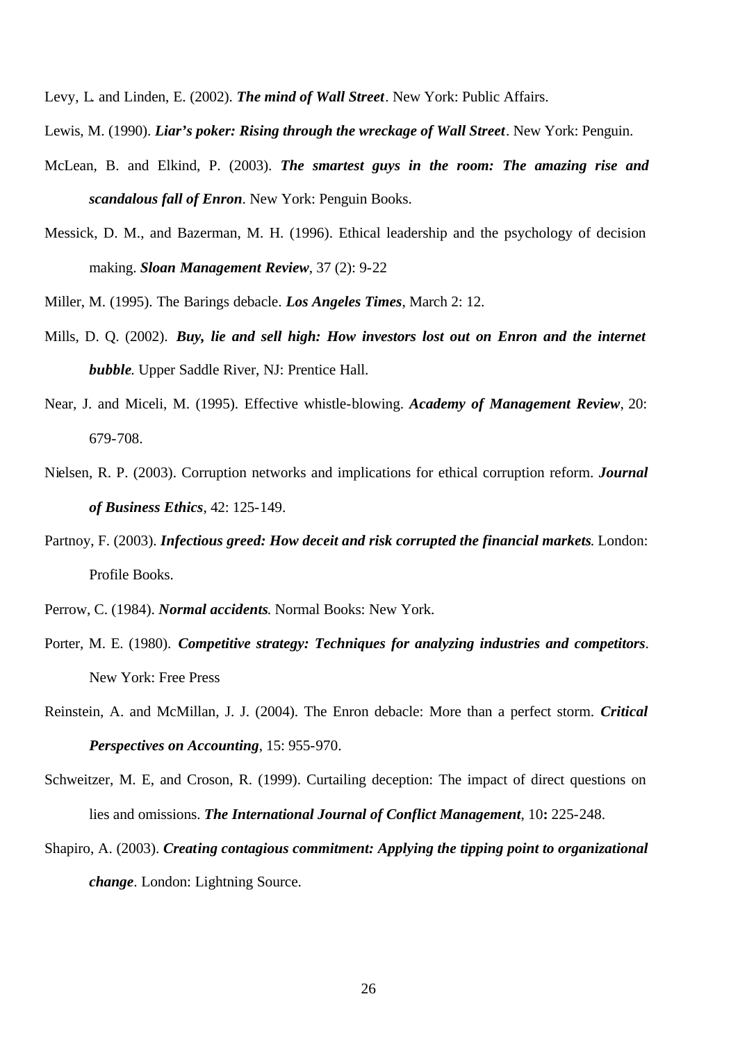Levy, L. and Linden, E. (2002). ***The mind of Wall Street***. New York: Public Affairs.

Lewis, M. (1990). ***Liar's poker: Rising through the wreckage of Wall Street***. New York: Penguin.

McLean, B. and Elkind, P. (2003). ***The smartest guys in the room: The amazing rise and scandalous fall of Enron***. New York: Penguin Books.

Messick, D. M., and Bazerman, M. H. (1996). Ethical leadership and the psychology of decision making. ***Sloan Management Review***, 37 (2): 9-22

Miller, M. (1995). The Barings debacle. ***Los Angeles Times***, March 2: 12.

Mills, D. Q. (2002). ***Buy, lie and sell high: How investors lost out on Enron and the internet bubble***. Upper Saddle River, NJ: Prentice Hall.

Near, J. and Miceli, M. (1995). Effective whistle-blowing. ***Academy of Management Review***, 20: 679-708.

Nielsen, R. P. (2003). Corruption networks and implications for ethical corruption reform. ***Journal of Business Ethics***, 42: 125-149.

Partnoy, F. (2003). ***Infectious greed: How deceit and risk corrupted the financial markets***. London: Profile Books.

Perrow, C. (1984). ***Normal accidents***. Normal Books: New York.

Porter, M. E. (1980). ***Competitive strategy: Techniques for analyzing industries and competitors***. New York: Free Press

Reinstein, A. and McMillan, J. J. (2004). The Enron debacle: More than a perfect storm. ***Critical Perspectives on Accounting***, 15: 955-970.

Schweitzer, M. E, and Croson, R. (1999). Curtailing deception: The impact of direct questions on lies and omissions. ***The International Journal of Conflict Management***, 10**:** 225-248.

Shapiro, A. (2003). ***Creating contagious commitment: Applying the tipping point to organizational change***. London: Lightning Source.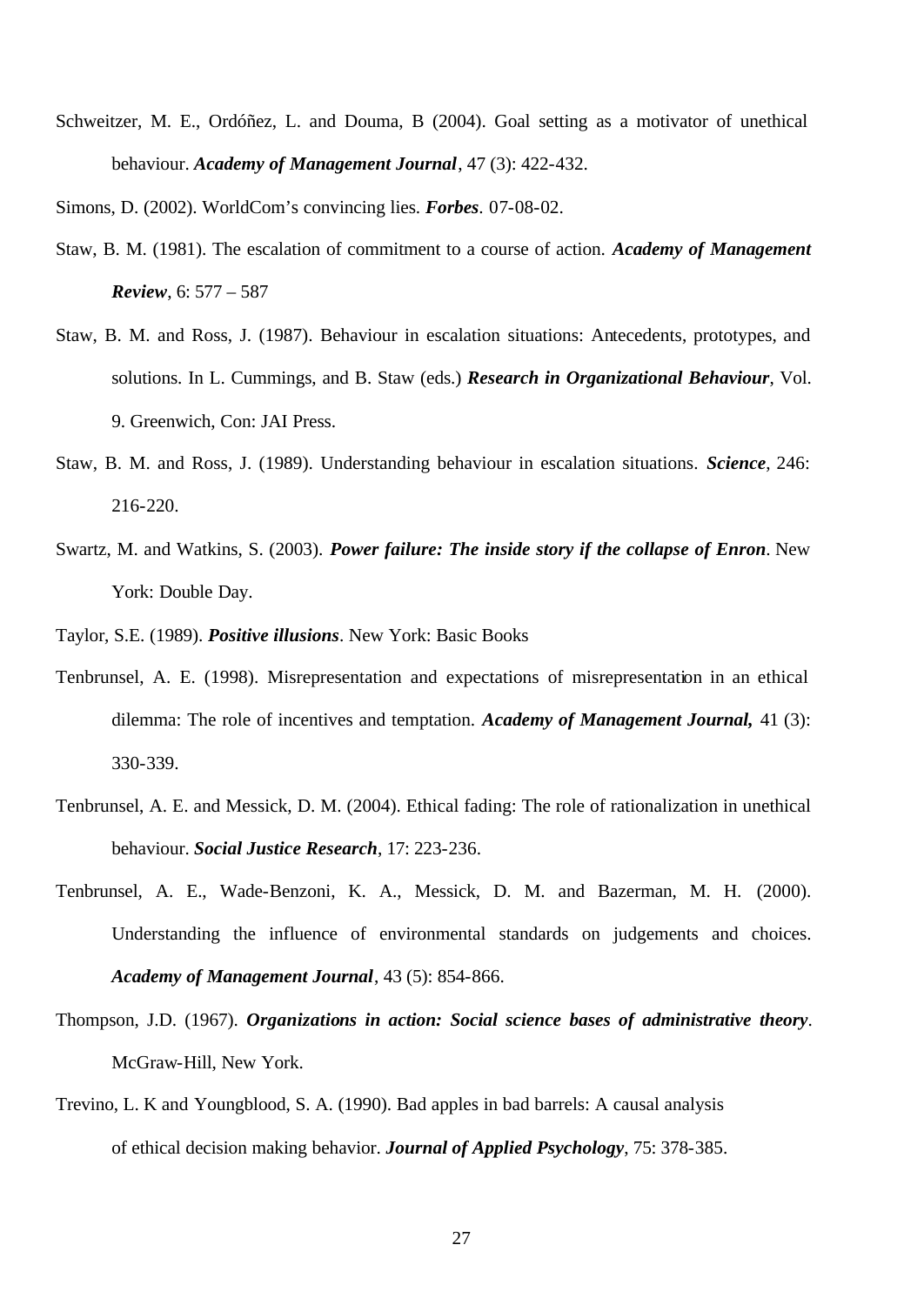Schweitzer, M. E., Ordóñez, L. and Douma, B (2004). Goal setting as a motivator of unethical behaviour. ***Academy of Management Journal***, 47 (3): 422-432.

Simons, D. (2002). WorldCom's convincing lies. ***Forbes***. 07-08-02.

Staw, B. M. (1981). The escalation of commitment to a course of action. ***Academy of Management Review***, 6: 577 – 587

Staw, B. M. and Ross, J. (1987). Behaviour in escalation situations: Antecedents, prototypes, and solutions. In L. Cummings, and B. Staw (eds.) ***Research in Organizational Behaviour***, Vol. 9. Greenwich, Con: JAI Press.

Staw, B. M. and Ross, J. (1989). Understanding behaviour in escalation situations. ***Science***, 246: 216-220.

Swartz, M. and Watkins, S. (2003). ***Power failure: The inside story if the collapse of Enron***. New York: Double Day.

Taylor, S.E. (1989). ***Positive illusions***. New York: Basic Books

Tenbrunsel, A. E. (1998). Misrepresentation and expectations of misrepresentation in an ethical dilemma: The role of incentives and temptation. ***Academy of Management Journal,*** 41 (3): 330-339.

Tenbrunsel, A. E. and Messick, D. M. (2004). Ethical fading: The role of rationalization in unethical behaviour. ***Social Justice Research***, 17: 223-236.

Tenbrunsel, A. E., Wade-Benzoni, K. A., Messick, D. M. and Bazerman, M. H. (2000). Understanding the influence of environmental standards on judgements and choices. ***Academy of Management Journal***, 43 (5): 854-866.

Thompson, J.D. (1967). ***Organizations in action: Social science bases of administrative theory***. McGraw-Hill, New York.

Trevino, L. K and Youngblood, S. A. (1990). Bad apples in bad barrels: A causal analysis of ethical decision making behavior. ***Journal of Applied Psychology***, 75: 378-385.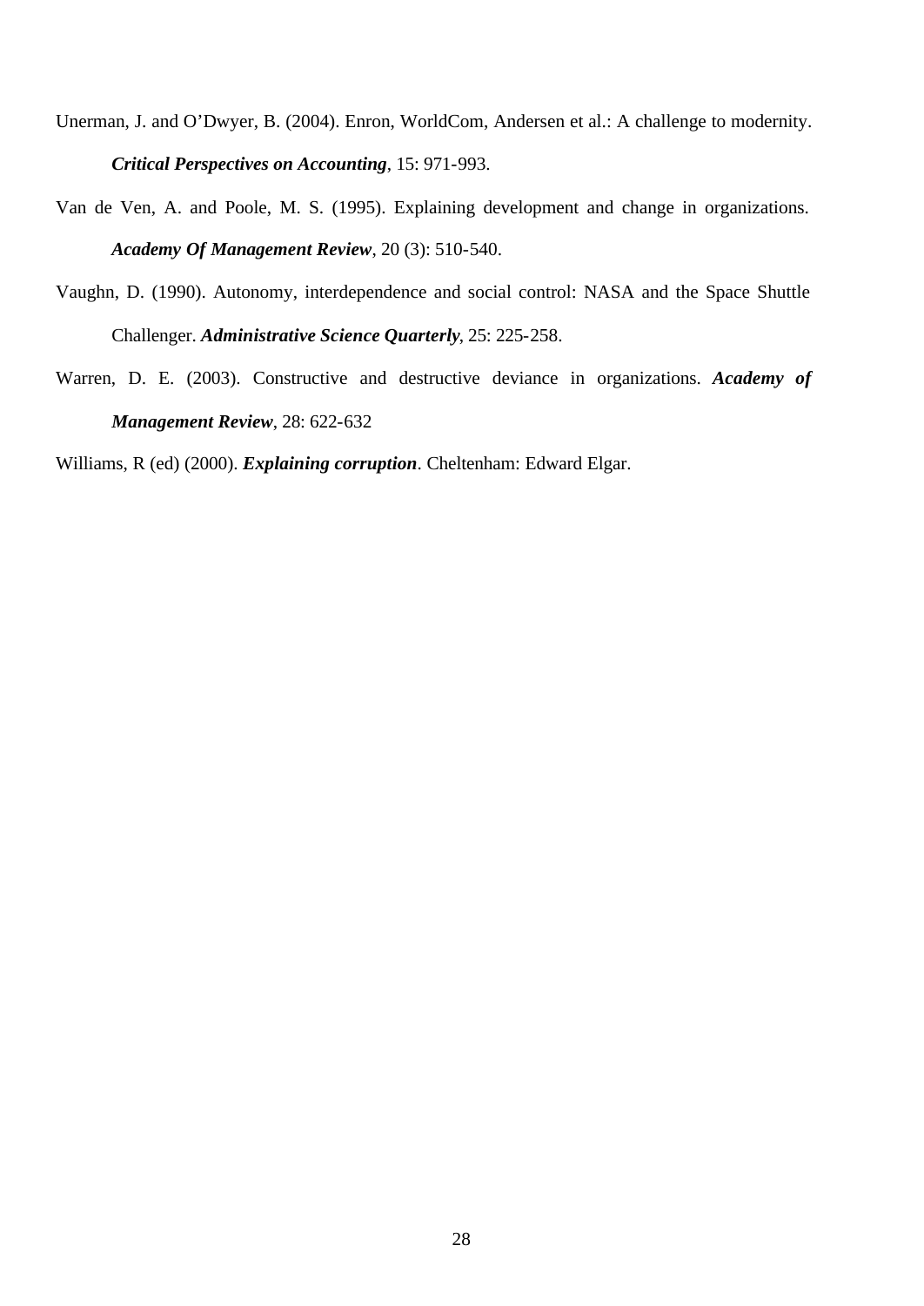Unerman, J. and O'Dwyer, B. (2004). Enron, WorldCom, Andersen et al.: A challenge to modernity. ***Critical Perspectives on Accounting***, 15: 971-993.

Van de Ven, A. and Poole, M. S. (1995). Explaining development and change in organizations. ***Academy Of Management Review***, 20 (3): 510-540.

Vaughn, D. (1990). Autonomy, interdependence and social control: NASA and the Space Shuttle Challenger. ***Administrative Science Quarterly***, 25: 225-258.

Warren, D. E. (2003). Constructive and destructive deviance in organizations. ***Academy of Management Review***, 28: 622-632

Williams, R (ed) (2000). ***Explaining corruption***. Cheltenham: Edward Elgar.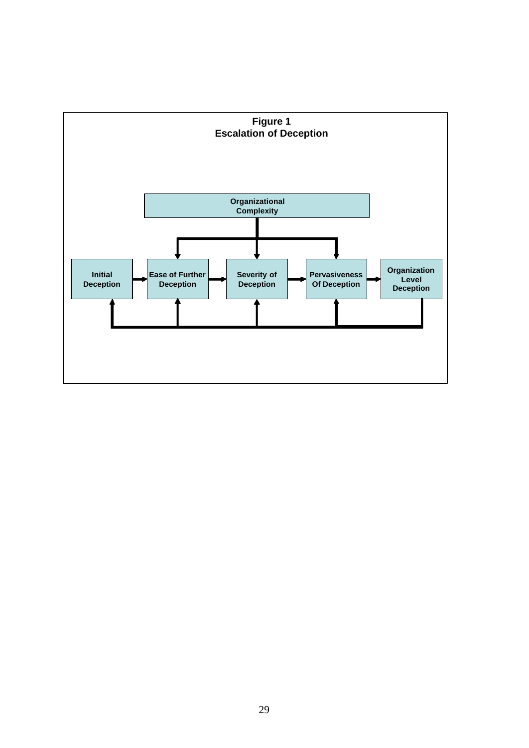**Figure 1**
**Escalation of Deception**

Organizational Complexity

Initial Deception

Ease of Further Deception

Severity of Deception

Pervasiveness Of Deception

Organization Level Deception